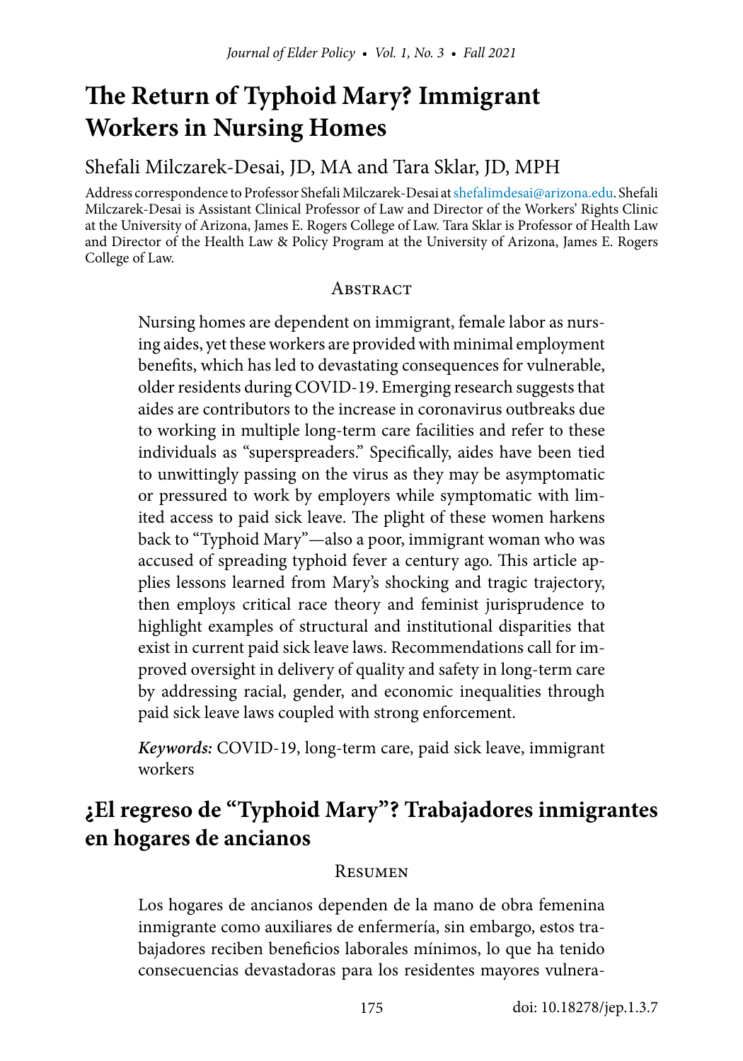# The Return of Typhoid Mary? Immigrant Workers in Nursing Homes

Shefali Milczarek-Desai, JD, MA and Tara Sklar, JD, MPH

Address correspondence to Professor Shefali Milczarek-Desai at shefalimdesai@arizona.edu. Shefali Milczarek-Desai is Assistant Clinical Professor of Law and Director of the Workers' Rights Clinic at the University of Arizona, James E. Rogers College of Law. Tara Sklar is Professor of Health Law and Director of the Health Law & Policy Program at the University of Arizona, James E. Rogers College of Law.

## Abstract

Nursing homes are dependent on immigrant, female labor as nursing aides, yet these workers are provided with minimal employment benefits, which has led to devastating consequences for vulnerable, older residents during COVID-19. Emerging research suggests that aides are contributors to the increase in coronavirus outbreaks due to working in multiple long-term care facilities and refer to these individuals as "superspreaders." Specifically, aides have been tied to unwittingly passing on the virus as they may be asymptomatic or pressured to work by employers while symptomatic with limited access to paid sick leave. The plight of these women harkens back to "Typhoid Mary"—also a poor, immigrant woman who was accused of spreading typhoid fever a century ago. This article applies lessons learned from Mary's shocking and tragic trajectory, then employs critical race theory and feminist jurisprudence to highlight examples of structural and institutional disparities that exist in current paid sick leave laws. Recommendations call for improved oversight in delivery of quality and safety in long-term care by addressing racial, gender, and economic inequalities through paid sick leave laws coupled with strong enforcement.

***Keywords:*** COVID-19, long-term care, paid sick leave, immigrant workers

# ¿El regreso de "Typhoid Mary"? Trabajadores inmigrantes en hogares de ancianos

## Resumen

Los hogares de ancianos dependen de la mano de obra femenina inmigrante como auxiliares de enfermería, sin embargo, estos trabajadores reciben beneficios laborales mínimos, lo que ha tenido consecuencias devastadoras para los residentes mayores vulnera-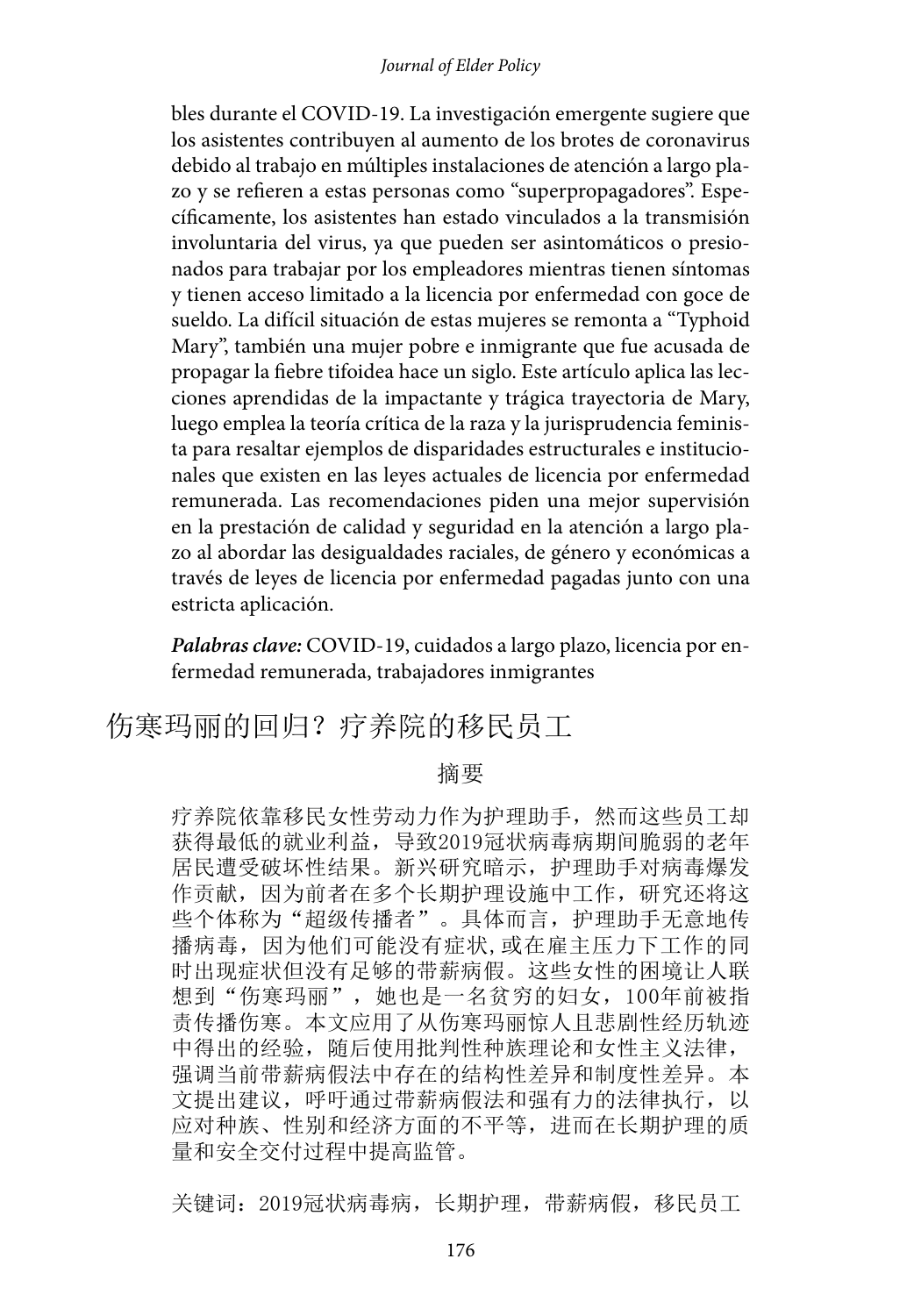bles durante el COVID-19. La investigación emergente sugiere que los asistentes contribuyen al aumento de los brotes de coronavirus debido al trabajo en múltiples instalaciones de atención a largo plazo y se refieren a estas personas como "superpropagadores". Específicamente, los asistentes han estado vinculados a la transmisión involuntaria del virus, ya que pueden ser asintomáticos o presionados para trabajar por los empleadores mientras tienen síntomas y tienen acceso limitado a la licencia por enfermedad con goce de sueldo. La difícil situación de estas mujeres se remonta a "Typhoid Mary", también una mujer pobre e inmigrante que fue acusada de propagar la fiebre tifoidea hace un siglo. Este artículo aplica las lecciones aprendidas de la impactante y trágica trayectoria de Mary, luego emplea la teoría crítica de la raza y la jurisprudencia feminista para resaltar ejemplos de disparidades estructurales e institucionales que existen en las leyes actuales de licencia por enfermedad remunerada. Las recomendaciones piden una mejor supervisión en la prestación de calidad y seguridad en la atención a largo plazo al abordar las desigualdades raciales, de género y económicas a través de leyes de licencia por enfermedad pagadas junto con una estricta aplicación.

***Palabras clave:*** COVID-19, cuidados a largo plazo, licencia por enfermedad remunerada, trabajadores inmigrantes

# 伤寒玛丽的回归？疗养院的移民员工

## 摘要

疗养院依靠移民女性劳动力作为护理助手，然而这些员工却获得最低的就业利益，导致2019冠状病毒病期间脆弱的老年居民遭受破坏性结果。新兴研究暗示，护理助手对病毒爆发作贡献，因为前者在多个长期护理设施中工作，研究还将这些个体称为"超级传播者"。具体而言，护理助手无意地传播病毒，因为他们可能没有症状，或在雇主压力下工作的同时出现症状但没有足够的带薪病假。这些女性的困境让人联想到"伤寒玛丽"，她也是一名贫穷的妇女，100年前被指责传播伤寒。本文应用了从伤寒玛丽惊人且悲剧性经历轨迹中得出的经验，随后使用批判性种族理论和女性主义法律，强调当前带薪病假法中存在的结构性差异和制度性差异。本文提出建议，呼吁通过带薪病假法和强有力的法律执行，以应对种族、性别和经济方面的不平等，进而在长期护理的质量和安全交付过程中提高监管。

关键词：2019冠状病毒病，长期护理，带薪病假，移民员工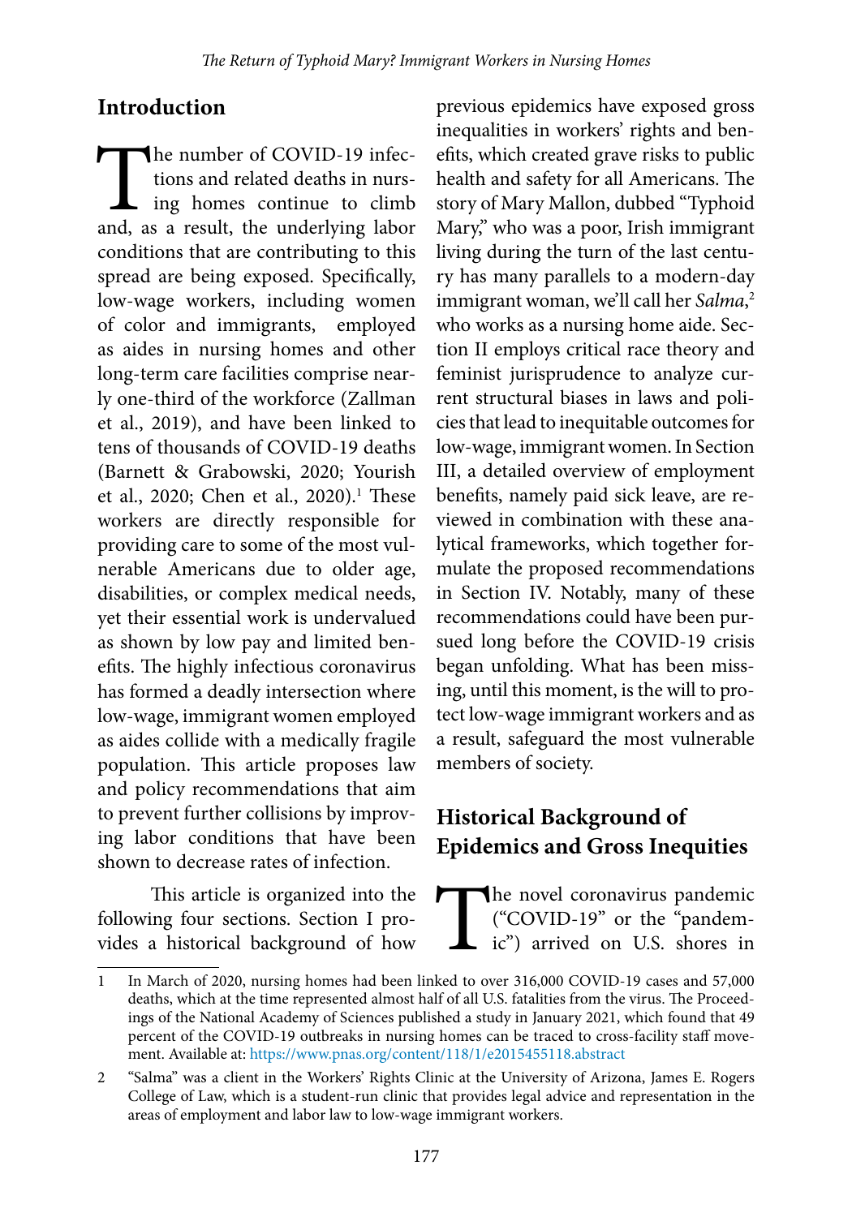## Introduction

The number of COVID-19 infections and related deaths in nursing homes continue to climb and, as a result, the underlying labor conditions that are contributing to this spread are being exposed. Specifically, low-wage workers, including women of color and immigrants, employed as aides in nursing homes and other long-term care facilities comprise nearly one-third of the workforce (Zallman et al., 2019), and have been linked to tens of thousands of COVID-19 deaths (Barnett & Grabowski, 2020; Yourish et al., 2020; Chen et al., 2020).[1] These workers are directly responsible for providing care to some of the most vulnerable Americans due to older age, disabilities, or complex medical needs, yet their essential work is undervalued as shown by low pay and limited benefits. The highly infectious coronavirus has formed a deadly intersection where low-wage, immigrant women employed as aides collide with a medically fragile population. This article proposes law and policy recommendations that aim to prevent further collisions by improving labor conditions that have been shown to decrease rates of infection.

This article is organized into the following four sections. Section I provides a historical background of how previous epidemics have exposed gross inequalities in workers' rights and benefits, which created grave risks to public health and safety for all Americans. The story of Mary Mallon, dubbed "Typhoid Mary," who was a poor, Irish immigrant living during the turn of the last century has many parallels to a modern-day immigrant woman, we'll call her *Salma*,[2] who works as a nursing home aide. Section II employs critical race theory and feminist jurisprudence to analyze current structural biases in laws and policies that lead to inequitable outcomes for low-wage, immigrant women. In Section III, a detailed overview of employment benefits, namely paid sick leave, are reviewed in combination with these analytical frameworks, which together formulate the proposed recommendations in Section IV. Notably, many of these recommendations could have been pursued long before the COVID-19 crisis began unfolding. What has been missing, until this moment, is the will to protect low-wage immigrant workers and as a result, safeguard the most vulnerable members of society.

## Historical Background of Epidemics and Gross Inequities

The novel coronavirus pandemic ("COVID-19" or the "pandemic") arrived on U.S. shores in

---

1 In March of 2020, nursing homes had been linked to over 316,000 COVID-19 cases and 57,000 deaths, which at the time represented almost half of all U.S. fatalities from the virus. The Proceedings of the National Academy of Sciences published a study in January 2021, which found that 49 percent of the COVID-19 outbreaks in nursing homes can be traced to cross-facility staff movement. Available at: https://www.pnas.org/content/118/1/e2015455118.abstract

2 "Salma" was a client in the Workers' Rights Clinic at the University of Arizona, James E. Rogers College of Law, which is a student-run clinic that provides legal advice and representation in the areas of employment and labor law to low-wage immigrant workers.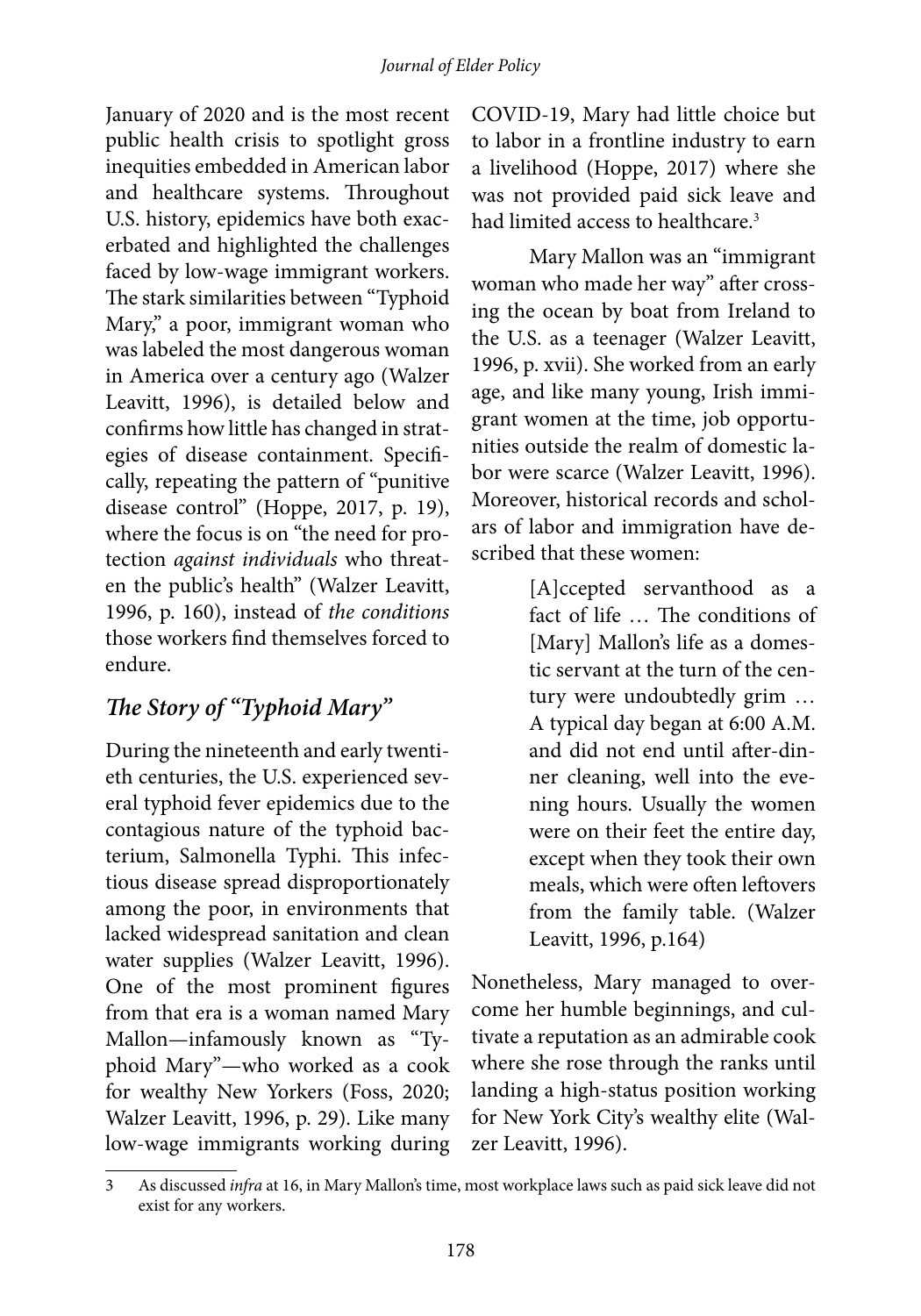January of 2020 and is the most recent public health crisis to spotlight gross inequities embedded in American labor and healthcare systems. Throughout U.S. history, epidemics have both exacerbated and highlighted the challenges faced by low-wage immigrant workers. The stark similarities between "Typhoid Mary," a poor, immigrant woman who was labeled the most dangerous woman in America over a century ago (Walzer Leavitt, 1996), is detailed below and confirms how little has changed in strategies of disease containment. Specifically, repeating the pattern of "punitive disease control" (Hoppe, 2017, p. 19), where the focus is on "the need for protection *against individuals* who threaten the public's health" (Walzer Leavitt, 1996, p. 160), instead of *the conditions* those workers find themselves forced to endure.

## *The Story of "Typhoid Mary"*

During the nineteenth and early twentieth centuries, the U.S. experienced several typhoid fever epidemics due to the contagious nature of the typhoid bacterium, Salmonella Typhi. This infectious disease spread disproportionately among the poor, in environments that lacked widespread sanitation and clean water supplies (Walzer Leavitt, 1996). One of the most prominent figures from that era is a woman named Mary Mallon—infamously known as "Typhoid Mary"—who worked as a cook for wealthy New Yorkers (Foss, 2020; Walzer Leavitt, 1996, p. 29). Like many low-wage immigrants working during COVID-19, Mary had little choice but to labor in a frontline industry to earn a livelihood (Hoppe, 2017) where she was not provided paid sick leave and had limited access to healthcare.[3]

Mary Mallon was an "immigrant woman who made her way" after crossing the ocean by boat from Ireland to the U.S. as a teenager (Walzer Leavitt, 1996, p. xvii). She worked from an early age, and like many young, Irish immigrant women at the time, job opportunities outside the realm of domestic labor were scarce (Walzer Leavitt, 1996). Moreover, historical records and scholars of labor and immigration have described that these women:

> [A]ccepted servanthood as a fact of life … The conditions of [Mary] Mallon's life as a domestic servant at the turn of the century were undoubtedly grim … A typical day began at 6:00 A.M. and did not end until after-dinner cleaning, well into the evening hours. Usually the women were on their feet the entire day, except when they took their own meals, which were often leftovers from the family table. (Walzer Leavitt, 1996, p.164)

Nonetheless, Mary managed to overcome her humble beginnings, and cultivate a reputation as an admirable cook where she rose through the ranks until landing a high-status position working for New York City's wealthy elite (Walzer Leavitt, 1996).

---

3 As discussed *infra* at 16, in Mary Mallon's time, most workplace laws such as paid sick leave did not exist for any workers.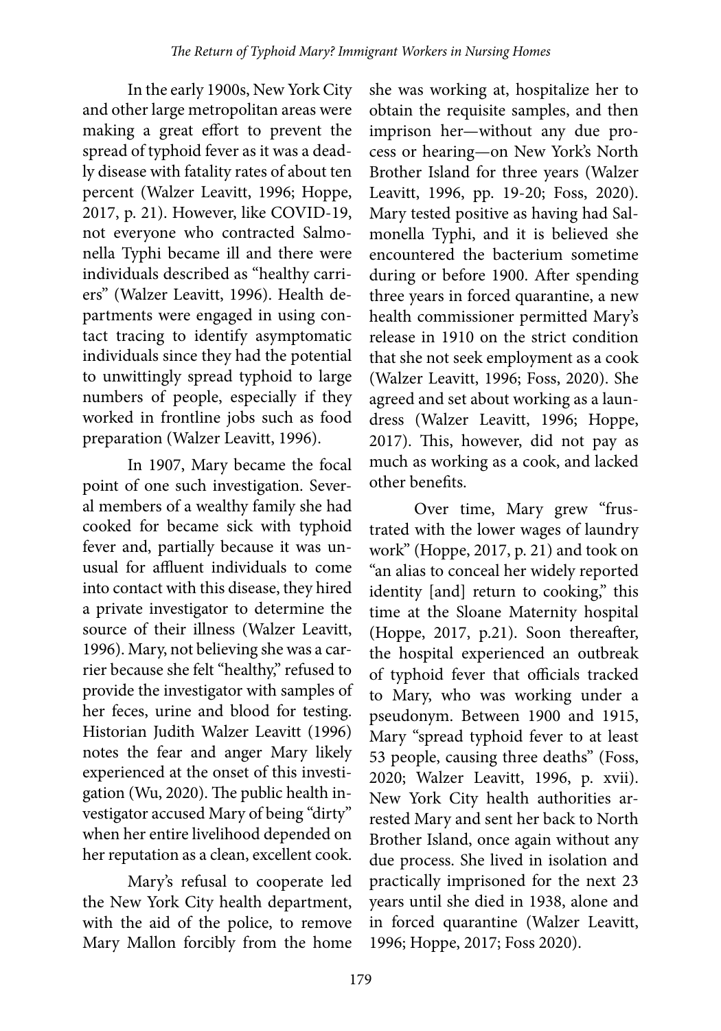In the early 1900s, New York City and other large metropolitan areas were making a great effort to prevent the spread of typhoid fever as it was a deadly disease with fatality rates of about ten percent (Walzer Leavitt, 1996; Hoppe, 2017, p. 21). However, like COVID-19, not everyone who contracted Salmonella Typhi became ill and there were individuals described as "healthy carriers" (Walzer Leavitt, 1996). Health departments were engaged in using contact tracing to identify asymptomatic individuals since they had the potential to unwittingly spread typhoid to large numbers of people, especially if they worked in frontline jobs such as food preparation (Walzer Leavitt, 1996).

In 1907, Mary became the focal point of one such investigation. Several members of a wealthy family she had cooked for became sick with typhoid fever and, partially because it was unusual for affluent individuals to come into contact with this disease, they hired a private investigator to determine the source of their illness (Walzer Leavitt, 1996). Mary, not believing she was a carrier because she felt "healthy," refused to provide the investigator with samples of her feces, urine and blood for testing. Historian Judith Walzer Leavitt (1996) notes the fear and anger Mary likely experienced at the onset of this investigation (Wu, 2020). The public health investigator accused Mary of being "dirty" when her entire livelihood depended on her reputation as a clean, excellent cook.

Mary's refusal to cooperate led the New York City health department, with the aid of the police, to remove Mary Mallon forcibly from the home she was working at, hospitalize her to obtain the requisite samples, and then imprison her—without any due process or hearing—on New York's North Brother Island for three years (Walzer Leavitt, 1996, pp. 19-20; Foss, 2020). Mary tested positive as having had Salmonella Typhi, and it is believed she encountered the bacterium sometime during or before 1900. After spending three years in forced quarantine, a new health commissioner permitted Mary's release in 1910 on the strict condition that she not seek employment as a cook (Walzer Leavitt, 1996; Foss, 2020). She agreed and set about working as a laundress (Walzer Leavitt, 1996; Hoppe, 2017). This, however, did not pay as much as working as a cook, and lacked other benefits.

Over time, Mary grew "frustrated with the lower wages of laundry work" (Hoppe, 2017, p. 21) and took on "an alias to conceal her widely reported identity [and] return to cooking," this time at the Sloane Maternity hospital (Hoppe, 2017, p.21). Soon thereafter, the hospital experienced an outbreak of typhoid fever that officials tracked to Mary, who was working under a pseudonym. Between 1900 and 1915, Mary "spread typhoid fever to at least 53 people, causing three deaths" (Foss, 2020; Walzer Leavitt, 1996, p. xvii). New York City health authorities arrested Mary and sent her back to North Brother Island, once again without any due process. She lived in isolation and practically imprisoned for the next 23 years until she died in 1938, alone and in forced quarantine (Walzer Leavitt, 1996; Hoppe, 2017; Foss 2020).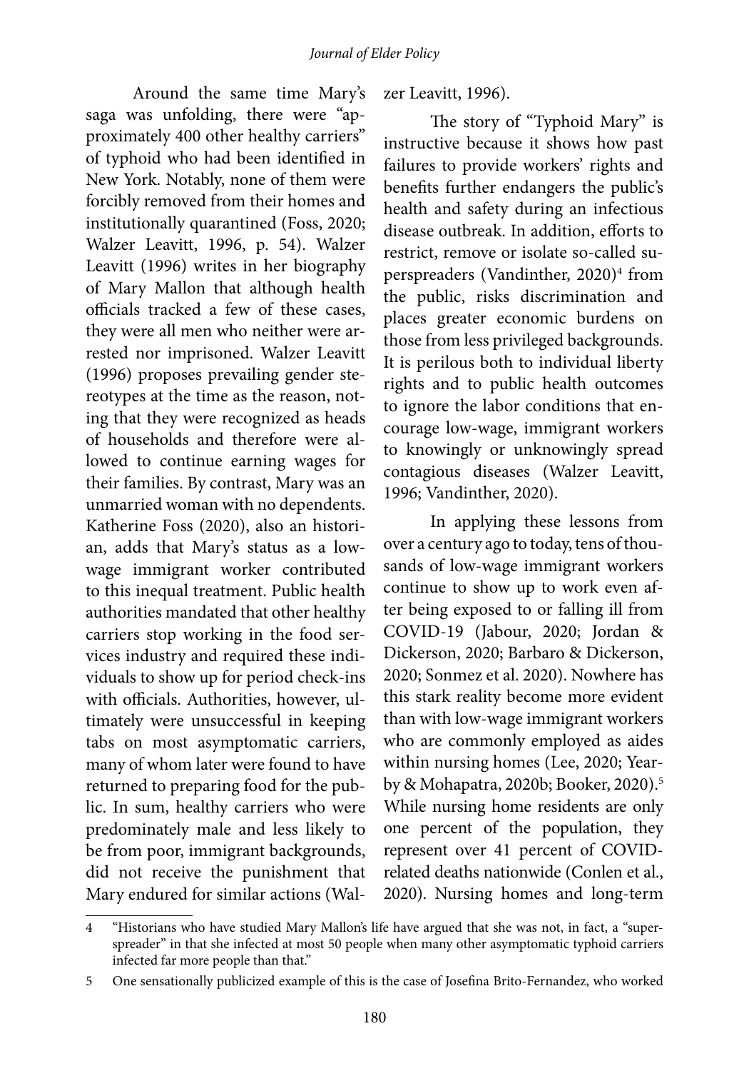Around the same time Mary's saga was unfolding, there were "approximately 400 other healthy carriers" of typhoid who had been identified in New York. Notably, none of them were forcibly removed from their homes and institutionally quarantined (Foss, 2020; Walzer Leavitt, 1996, p. 54). Walzer Leavitt (1996) writes in her biography of Mary Mallon that although health officials tracked a few of these cases, they were all men who neither were arrested nor imprisoned. Walzer Leavitt (1996) proposes prevailing gender stereotypes at the time as the reason, noting that they were recognized as heads of households and therefore were allowed to continue earning wages for their families. By contrast, Mary was an unmarried woman with no dependents. Katherine Foss (2020), also an historian, adds that Mary's status as a low-wage immigrant worker contributed to this inequal treatment. Public health authorities mandated that other healthy carriers stop working in the food services industry and required these individuals to show up for period check-ins with officials. Authorities, however, ultimately were unsuccessful in keeping tabs on most asymptomatic carriers, many of whom later were found to have returned to preparing food for the public. In sum, healthy carriers who were predominately male and less likely to be from poor, immigrant backgrounds, did not receive the punishment that Mary endured for similar actions (Walzer Leavitt, 1996).

The story of "Typhoid Mary" is instructive because it shows how past failures to provide workers' rights and benefits further endangers the public's health and safety during an infectious disease outbreak. In addition, efforts to restrict, remove or isolate so-called superspreaders (Vandinther, 2020)[4] from the public, risks discrimination and places greater economic burdens on those from less privileged backgrounds. It is perilous both to individual liberty rights and to public health outcomes to ignore the labor conditions that encourage low-wage, immigrant workers to knowingly or unknowingly spread contagious diseases (Walzer Leavitt, 1996; Vandinther, 2020).

In applying these lessons from over a century ago to today, tens of thousands of low-wage immigrant workers continue to show up to work even after being exposed to or falling ill from COVID-19 (Jabour, 2020; Jordan & Dickerson, 2020; Barbaro & Dickerson, 2020; Sonmez et al. 2020). Nowhere has this stark reality become more evident than with low-wage immigrant workers who are commonly employed as aides within nursing homes (Lee, 2020; Yearby & Mohapatra, 2020b; Booker, 2020).[5] While nursing home residents are only one percent of the population, they represent over 41 percent of COVID-related deaths nationwide (Conlen et al., 2020). Nursing homes and long-term

---

4 "Historians who have studied Mary Mallon's life have argued that she was not, in fact, a "superspreader" in that she infected at most 50 people when many other asymptomatic typhoid carriers infected far more people than that."

5 One sensationally publicized example of this is the case of Josefina Brito-Fernandez, who worked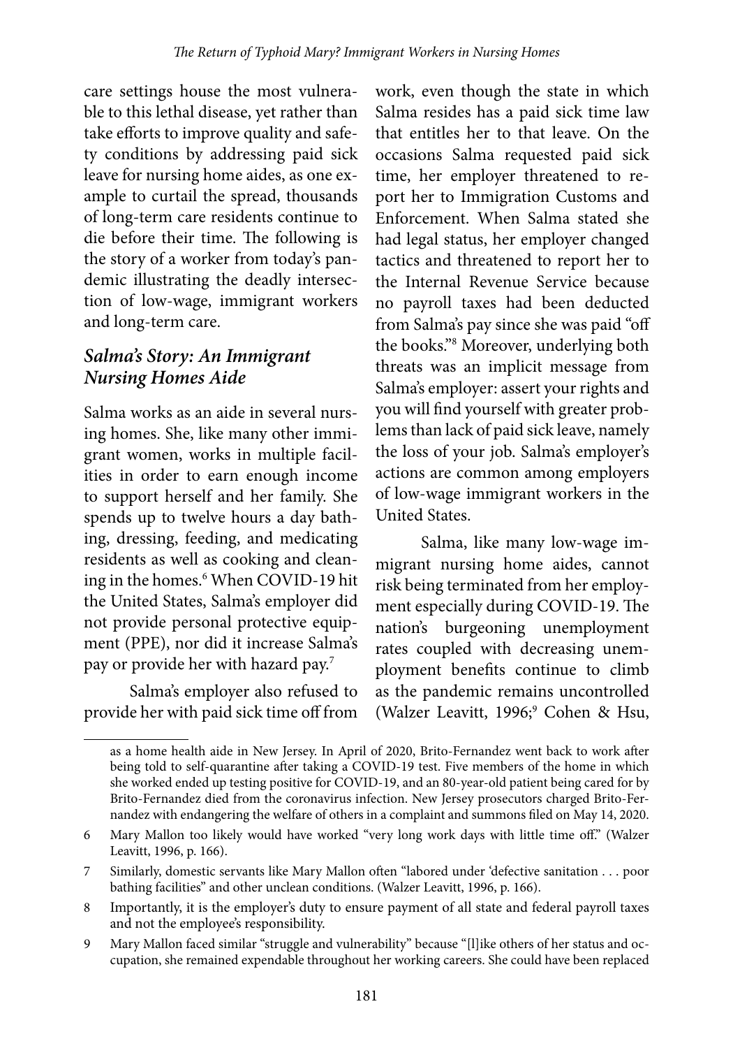care settings house the most vulnerable to this lethal disease, yet rather than take efforts to improve quality and safety conditions by addressing paid sick leave for nursing home aides, as one example to curtail the spread, thousands of long-term care residents continue to die before their time. The following is the story of a worker from today's pandemic illustrating the deadly intersection of low-wage, immigrant workers and long-term care.

### *Salma's Story: An Immigrant Nursing Homes Aide*

Salma works as an aide in several nursing homes. She, like many other immigrant women, works in multiple facilities in order to earn enough income to support herself and her family. She spends up to twelve hours a day bathing, dressing, feeding, and medicating residents as well as cooking and cleaning in the homes.[6] When COVID-19 hit the United States, Salma's employer did not provide personal protective equipment (PPE), nor did it increase Salma's pay or provide her with hazard pay.[7]

Salma's employer also refused to provide her with paid sick time off from work, even though the state in which Salma resides has a paid sick time law that entitles her to that leave. On the occasions Salma requested paid sick time, her employer threatened to report her to Immigration Customs and Enforcement. When Salma stated she had legal status, her employer changed tactics and threatened to report her to the Internal Revenue Service because no payroll taxes had been deducted from Salma's pay since she was paid "off the books."[8] Moreover, underlying both threats was an implicit message from Salma's employer: assert your rights and you will find yourself with greater problems than lack of paid sick leave, namely the loss of your job. Salma's employer's actions are common among employers of low-wage immigrant workers in the United States.

Salma, like many low-wage immigrant nursing home aides, cannot risk being terminated from her employment especially during COVID-19. The nation's burgeoning unemployment rates coupled with decreasing unemployment benefits continue to climb as the pandemic remains uncontrolled (Walzer Leavitt, 1996;[9] Cohen & Hsu,

---

as a home health aide in New Jersey. In April of 2020, Brito-Fernandez went back to work after being told to self-quarantine after taking a COVID-19 test. Five members of the home in which she worked ended up testing positive for COVID-19, and an 80-year-old patient being cared for by Brito-Fernandez died from the coronavirus infection. New Jersey prosecutors charged Brito-Fernandez with endangering the welfare of others in a complaint and summons filed on May 14, 2020.

6 Mary Mallon too likely would have worked "very long work days with little time off." (Walzer Leavitt, 1996, p. 166).

7 Similarly, domestic servants like Mary Mallon often "labored under 'defective sanitation . . . poor bathing facilities" and other unclean conditions. (Walzer Leavitt, 1996, p. 166).

8 Importantly, it is the employer's duty to ensure payment of all state and federal payroll taxes and not the employee's responsibility.

9 Mary Mallon faced similar "struggle and vulnerability" because "[l]ike others of her status and occupation, she remained expendable throughout her working careers. She could have been replaced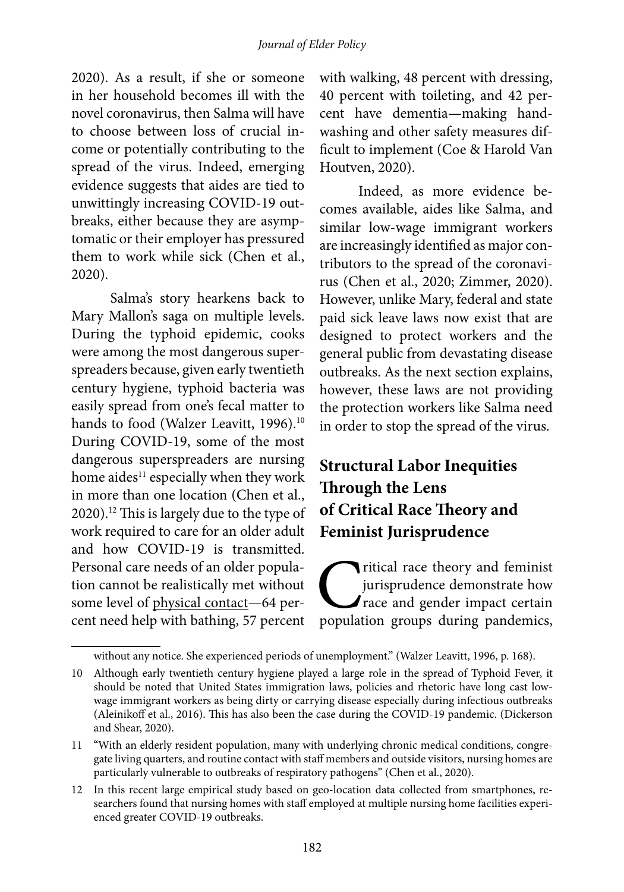2020). As a result, if she or someone in her household becomes ill with the novel coronavirus, then Salma will have to choose between loss of crucial income or potentially contributing to the spread of the virus. Indeed, emerging evidence suggests that aides are tied to unwittingly increasing COVID-19 outbreaks, either because they are asymptomatic or their employer has pressured them to work while sick (Chen et al., 2020).

Salma's story hearkens back to Mary Mallon's saga on multiple levels. During the typhoid epidemic, cooks were among the most dangerous superspreaders because, given early twentieth century hygiene, typhoid bacteria was easily spread from one's fecal matter to hands to food (Walzer Leavitt, 1996).[10] During COVID-19, some of the most dangerous superspreaders are nursing home aides[11] especially when they work in more than one location (Chen et al., 2020).[12] This is largely due to the type of work required to care for an older adult and how COVID-19 is transmitted. Personal care needs of an older population cannot be realistically met without some level of physical contact—64 percent need help with bathing, 57 percent with walking, 48 percent with dressing, 40 percent with toileting, and 42 percent have dementia—making handwashing and other safety measures difficult to implement (Coe & Harold Van Houtven, 2020).

Indeed, as more evidence becomes available, aides like Salma, and similar low-wage immigrant workers are increasingly identified as major contributors to the spread of the coronavirus (Chen et al., 2020; Zimmer, 2020). However, unlike Mary, federal and state paid sick leave laws now exist that are designed to protect workers and the general public from devastating disease outbreaks. As the next section explains, however, these laws are not providing the protection workers like Salma need in order to stop the spread of the virus.

## Structural Labor Inequities Through the Lens of Critical Race Theory and Feminist Jurisprudence

Critical race theory and feminist jurisprudence demonstrate how race and gender impact certain population groups during pandemics,

---

without any notice. She experienced periods of unemployment." (Walzer Leavitt, 1996, p. 168).

10 Although early twentieth century hygiene played a large role in the spread of Typhoid Fever, it should be noted that United States immigration laws, policies and rhetoric have long cast low-wage immigrant workers as being dirty or carrying disease especially during infectious outbreaks (Aleinikoff et al., 2016). This has also been the case during the COVID-19 pandemic. (Dickerson and Shear, 2020).

11 "With an elderly resident population, many with underlying chronic medical conditions, congregate living quarters, and routine contact with staff members and outside visitors, nursing homes are particularly vulnerable to outbreaks of respiratory pathogens" (Chen et al., 2020).

12 In this recent large empirical study based on geo-location data collected from smartphones, researchers found that nursing homes with staff employed at multiple nursing home facilities experienced greater COVID-19 outbreaks.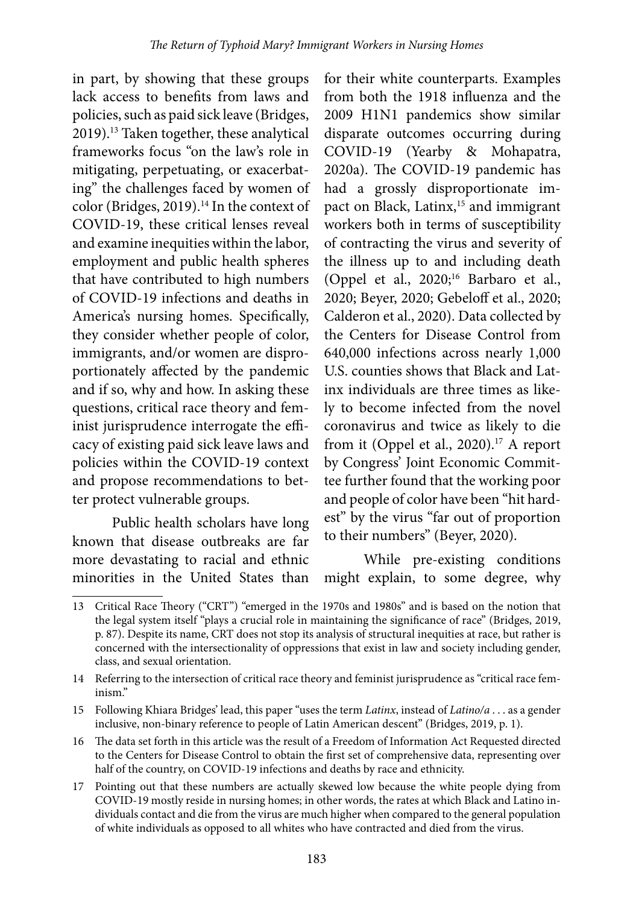in part, by showing that these groups lack access to benefits from laws and policies, such as paid sick leave (Bridges, 2019).[13] Taken together, these analytical frameworks focus "on the law's role in mitigating, perpetuating, or exacerbating" the challenges faced by women of color (Bridges, 2019).[14] In the context of COVID-19, these critical lenses reveal and examine inequities within the labor, employment and public health spheres that have contributed to high numbers of COVID-19 infections and deaths in America's nursing homes. Specifically, they consider whether people of color, immigrants, and/or women are disproportionately affected by the pandemic and if so, why and how. In asking these questions, critical race theory and feminist jurisprudence interrogate the efficacy of existing paid sick leave laws and policies within the COVID-19 context and propose recommendations to better protect vulnerable groups.

Public health scholars have long known that disease outbreaks are far more devastating to racial and ethnic minorities in the United States than for their white counterparts. Examples from both the 1918 influenza and the 2009 H1N1 pandemics show similar disparate outcomes occurring during COVID-19 (Yearby & Mohapatra, 2020a). The COVID-19 pandemic has had a grossly disproportionate impact on Black, Latinx,[15] and immigrant workers both in terms of susceptibility of contracting the virus and severity of the illness up to and including death (Oppel et al., 2020;[16] Barbaro et al., 2020; Beyer, 2020; Gebeloff et al., 2020; Calderon et al., 2020). Data collected by the Centers for Disease Control from 640,000 infections across nearly 1,000 U.S. counties shows that Black and Latinx individuals are three times as likely to become infected from the novel coronavirus and twice as likely to die from it (Oppel et al., 2020).[17] A report by Congress' Joint Economic Committee further found that the working poor and people of color have been "hit hardest" by the virus "far out of proportion to their numbers" (Beyer, 2020).

While pre-existing conditions might explain, to some degree, why

---

13 Critical Race Theory ("CRT") "emerged in the 1970s and 1980s" and is based on the notion that the legal system itself "plays a crucial role in maintaining the significance of race" (Bridges, 2019, p. 87). Despite its name, CRT does not stop its analysis of structural inequities at race, but rather is concerned with the intersectionality of oppressions that exist in law and society including gender, class, and sexual orientation.

14 Referring to the intersection of critical race theory and feminist jurisprudence as "critical race feminism."

15 Following Khiara Bridges' lead, this paper "uses the term *Latinx*, instead of *Latino/a* . . . as a gender inclusive, non-binary reference to people of Latin American descent" (Bridges, 2019, p. 1).

16 The data set forth in this article was the result of a Freedom of Information Act Requested directed to the Centers for Disease Control to obtain the first set of comprehensive data, representing over half of the country, on COVID-19 infections and deaths by race and ethnicity.

17 Pointing out that these numbers are actually skewed low because the white people dying from COVID-19 mostly reside in nursing homes; in other words, the rates at which Black and Latino individuals contact and die from the virus are much higher when compared to the general population of white individuals as opposed to all whites who have contracted and died from the virus.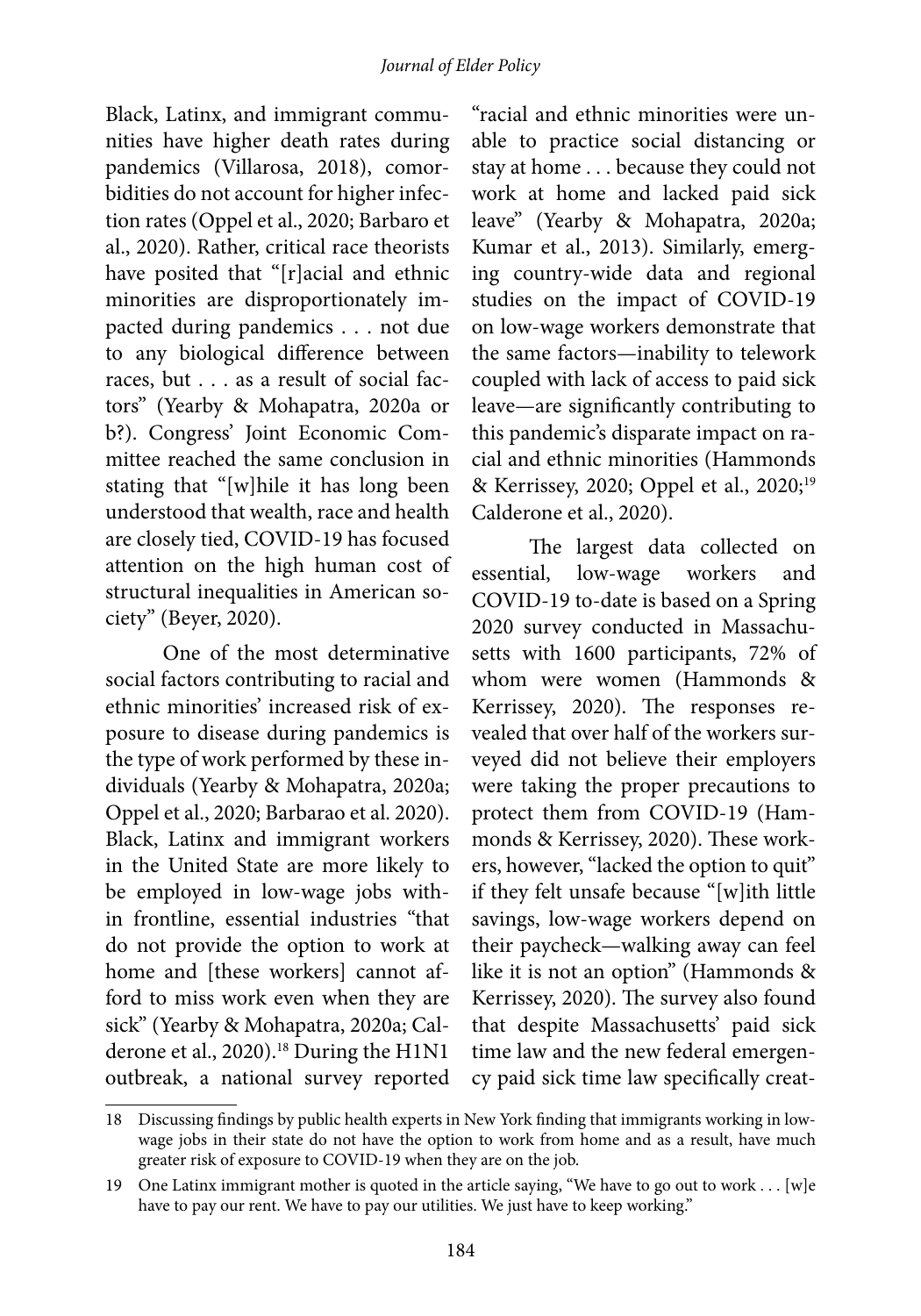Black, Latinx, and immigrant communities have higher death rates during pandemics (Villarosa, 2018), comorbidities do not account for higher infection rates (Oppel et al., 2020; Barbaro et al., 2020). Rather, critical race theorists have posited that "[r]acial and ethnic minorities are disproportionately impacted during pandemics . . . not due to any biological difference between races, but . . . as a result of social factors" (Yearby & Mohapatra, 2020a or b?). Congress' Joint Economic Committee reached the same conclusion in stating that "[w]hile it has long been understood that wealth, race and health are closely tied, COVID-19 has focused attention on the high human cost of structural inequalities in American society" (Beyer, 2020).

One of the most determinative social factors contributing to racial and ethnic minorities' increased risk of exposure to disease during pandemics is the type of work performed by these individuals (Yearby & Mohapatra, 2020a; Oppel et al., 2020; Barbarao et al. 2020). Black, Latinx and immigrant workers in the United State are more likely to be employed in low-wage jobs within frontline, essential industries "that do not provide the option to work at home and [these workers] cannot afford to miss work even when they are sick" (Yearby & Mohapatra, 2020a; Calderone et al., 2020).[18] During the H1N1 outbreak, a national survey reported "racial and ethnic minorities were unable to practice social distancing or stay at home . . . because they could not work at home and lacked paid sick leave" (Yearby & Mohapatra, 2020a; Kumar et al., 2013). Similarly, emerging country-wide data and regional studies on the impact of COVID-19 on low-wage workers demonstrate that the same factors—inability to telework coupled with lack of access to paid sick leave—are significantly contributing to this pandemic's disparate impact on racial and ethnic minorities (Hammonds & Kerrissey, 2020; Oppel et al., 2020;[19] Calderone et al., 2020).

The largest data collected on essential, low-wage workers and COVID-19 to-date is based on a Spring 2020 survey conducted in Massachusetts with 1600 participants, 72% of whom were women (Hammonds & Kerrissey, 2020). The responses revealed that over half of the workers surveyed did not believe their employers were taking the proper precautions to protect them from COVID-19 (Hammonds & Kerrissey, 2020). These workers, however, "lacked the option to quit" if they felt unsafe because "[w]ith little savings, low-wage workers depend on their paycheck—walking away can feel like it is not an option" (Hammonds & Kerrissey, 2020). The survey also found that despite Massachusetts' paid sick time law and the new federal emergency paid sick time law specifically creat-

---

18 Discussing findings by public health experts in New York finding that immigrants working in low-wage jobs in their state do not have the option to work from home and as a result, have much greater risk of exposure to COVID-19 when they are on the job.

19 One Latinx immigrant mother is quoted in the article saying, "We have to go out to work . . . [w]e have to pay our rent. We have to pay our utilities. We just have to keep working."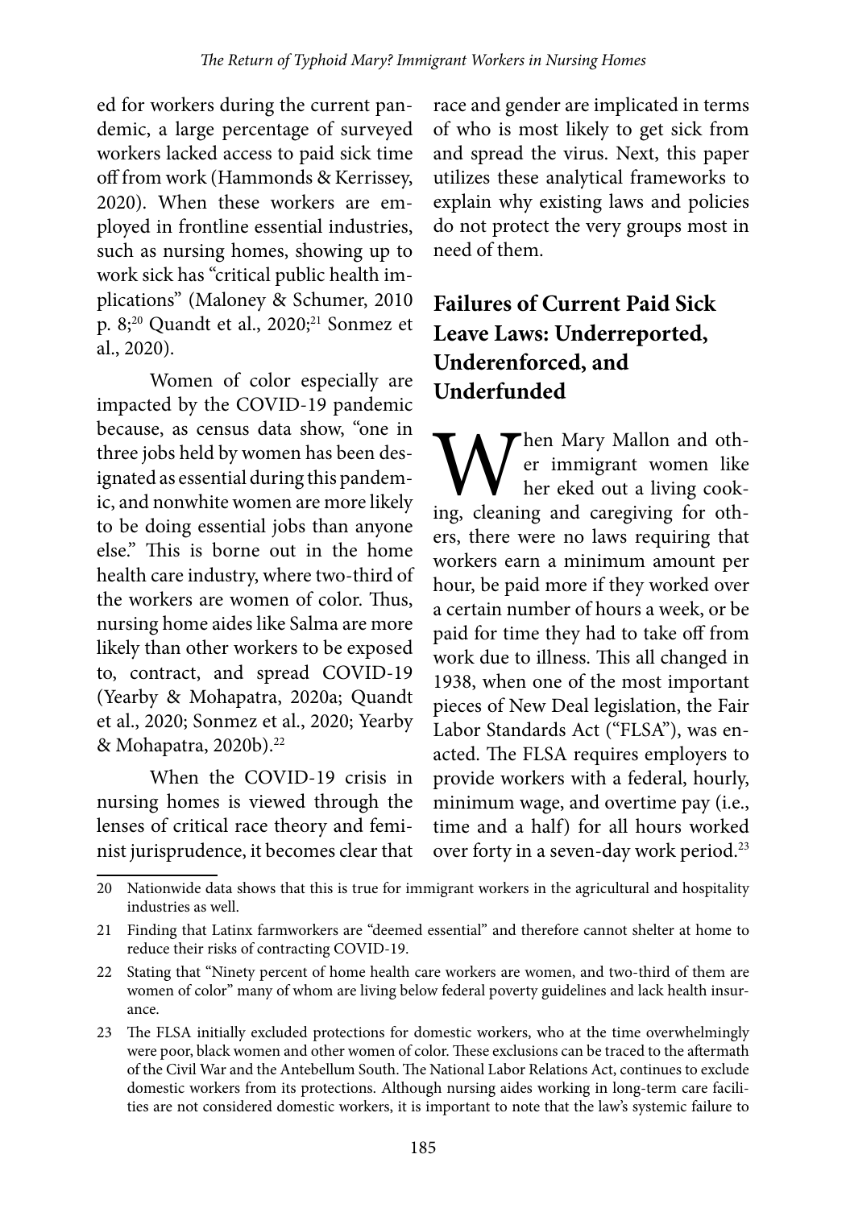ed for workers during the current pandemic, a large percentage of surveyed workers lacked access to paid sick time off from work (Hammonds & Kerrissey, 2020). When these workers are employed in frontline essential industries, such as nursing homes, showing up to work sick has "critical public health implications" (Maloney & Schumer, 2010 p. 8;[20] Quandt et al., 2020;[21] Sonmez et al., 2020).

Women of color especially are impacted by the COVID-19 pandemic because, as census data show, "one in three jobs held by women has been designated as essential during this pandemic, and nonwhite women are more likely to be doing essential jobs than anyone else." This is borne out in the home health care industry, where two-third of the workers are women of color. Thus, nursing home aides like Salma are more likely than other workers to be exposed to, contract, and spread COVID-19 (Yearby & Mohapatra, 2020a; Quandt et al., 2020; Sonmez et al., 2020; Yearby & Mohapatra, 2020b).[22]

When the COVID-19 crisis in nursing homes is viewed through the lenses of critical race theory and feminist jurisprudence, it becomes clear that race and gender are implicated in terms of who is most likely to get sick from and spread the virus. Next, this paper utilizes these analytical frameworks to explain why existing laws and policies do not protect the very groups most in need of them.

## Failures of Current Paid Sick Leave Laws: Underreported, Underenforced, and Underfunded

When Mary Mallon and other immigrant women like her eked out a living cooking, cleaning and caregiving for others, there were no laws requiring that workers earn a minimum amount per hour, be paid more if they worked over a certain number of hours a week, or be paid for time they had to take off from work due to illness. This all changed in 1938, when one of the most important pieces of New Deal legislation, the Fair Labor Standards Act ("FLSA"), was enacted. The FLSA requires employers to provide workers with a federal, hourly, minimum wage, and overtime pay (i.e., time and a half) for all hours worked over forty in a seven-day work period.[23]

---

20 Nationwide data shows that this is true for immigrant workers in the agricultural and hospitality industries as well.

21 Finding that Latinx farmworkers are "deemed essential" and therefore cannot shelter at home to reduce their risks of contracting COVID-19.

22 Stating that "Ninety percent of home health care workers are women, and two-third of them are women of color" many of whom are living below federal poverty guidelines and lack health insurance.

23 The FLSA initially excluded protections for domestic workers, who at the time overwhelmingly were poor, black women and other women of color. These exclusions can be traced to the aftermath of the Civil War and the Antebellum South. The National Labor Relations Act, continues to exclude domestic workers from its protections. Although nursing aides working in long-term care facilities are not considered domestic workers, it is important to note that the law's systemic failure to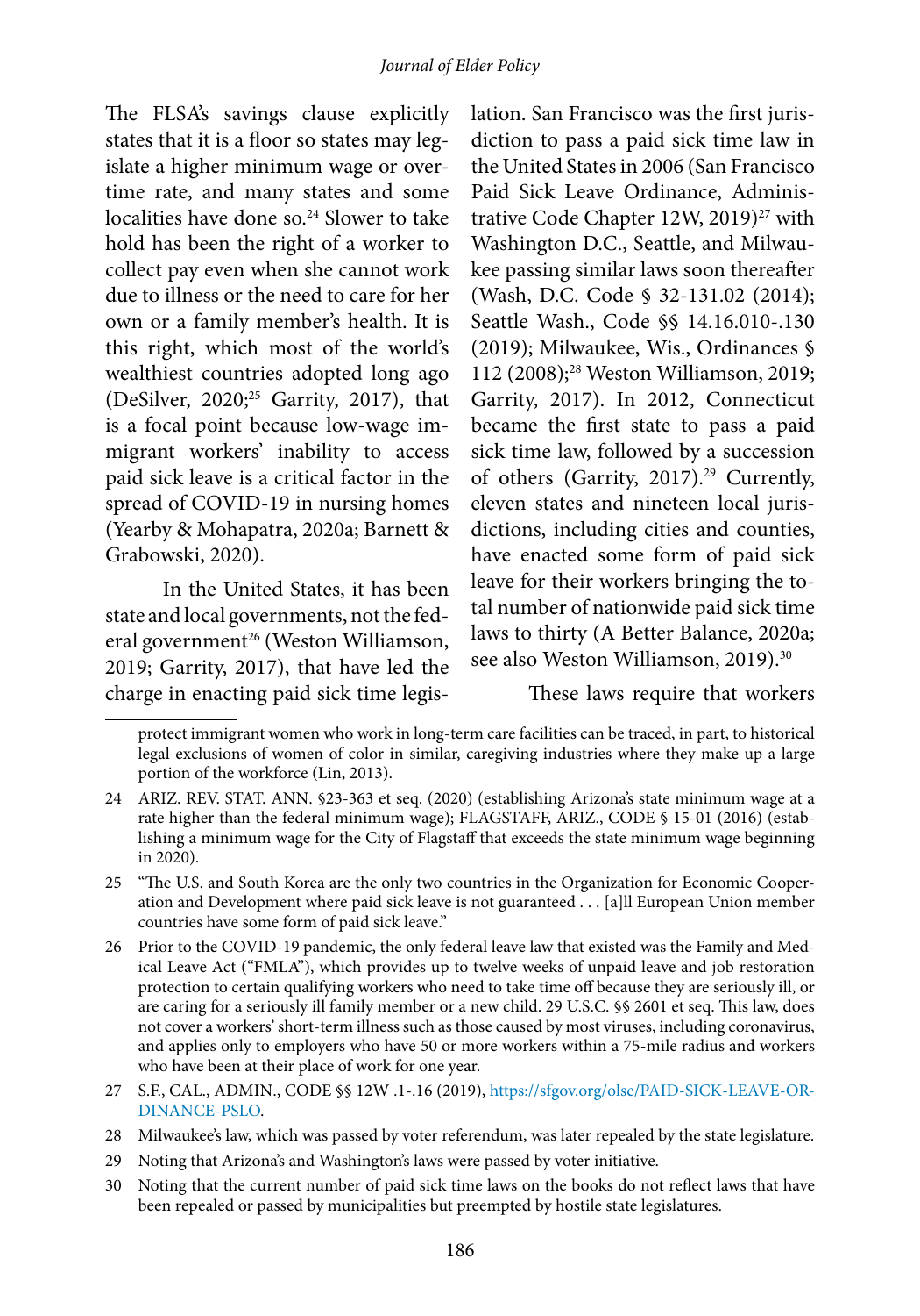The FLSA's savings clause explicitly states that it is a floor so states may legislate a higher minimum wage or overtime rate, and many states and some localities have done so.[24] Slower to take hold has been the right of a worker to collect pay even when she cannot work due to illness or the need to care for her own or a family member's health. It is this right, which most of the world's wealthiest countries adopted long ago (DeSilver, 2020;[25] Garrity, 2017), that is a focal point because low-wage immigrant workers' inability to access paid sick leave is a critical factor in the spread of COVID-19 in nursing homes (Yearby & Mohapatra, 2020a; Barnett & Grabowski, 2020).

In the United States, it has been state and local governments, not the federal government[26] (Weston Williamson, 2019; Garrity, 2017), that have led the charge in enacting paid sick time legislation. San Francisco was the first jurisdiction to pass a paid sick time law in the United States in 2006 (San Francisco Paid Sick Leave Ordinance, Administrative Code Chapter 12W, 2019)[27] with Washington D.C., Seattle, and Milwaukee passing similar laws soon thereafter (Wash, D.C. Code § 32-131.02 (2014); Seattle Wash., Code §§ 14.16.010-.130 (2019); Milwaukee, Wis., Ordinances § 112 (2008);[28] Weston Williamson, 2019; Garrity, 2017). In 2012, Connecticut became the first state to pass a paid sick time law, followed by a succession of others (Garrity, 2017).[29] Currently, eleven states and nineteen local jurisdictions, including cities and counties, have enacted some form of paid sick leave for their workers bringing the total number of nationwide paid sick time laws to thirty (A Better Balance, 2020a; see also Weston Williamson, 2019).[30]

These laws require that workers

---

protect immigrant women who work in long-term care facilities can be traced, in part, to historical legal exclusions of women of color in similar, caregiving industries where they make up a large portion of the workforce (Lin, 2013).

24 ARIZ. REV. STAT. ANN. §23-363 et seq. (2020) (establishing Arizona's state minimum wage at a rate higher than the federal minimum wage); FLAGSTAFF, ARIZ., CODE § 15-01 (2016) (establishing a minimum wage for the City of Flagstaff that exceeds the state minimum wage beginning in 2020).

25 "The U.S. and South Korea are the only two countries in the Organization for Economic Cooperation and Development where paid sick leave is not guaranteed . . . [a]ll European Union member countries have some form of paid sick leave."

26 Prior to the COVID-19 pandemic, the only federal leave law that existed was the Family and Medical Leave Act ("FMLA"), which provides up to twelve weeks of unpaid leave and job restoration protection to certain qualifying workers who need to take time off because they are seriously ill, or are caring for a seriously ill family member or a new child. 29 U.S.C. §§ 2601 et seq. This law, does not cover a workers' short-term illness such as those caused by most viruses, including coronavirus, and applies only to employers who have 50 or more workers within a 75-mile radius and workers who have been at their place of work for one year.

27 S.F., CAL., ADMIN., CODE §§ 12W .1-.16 (2019), https://sfgov.org/olse/PAID-SICK-LEAVE-ORDINANCE-PSLO.

28 Milwaukee's law, which was passed by voter referendum, was later repealed by the state legislature.

29 Noting that Arizona's and Washington's laws were passed by voter initiative.

30 Noting that the current number of paid sick time laws on the books do not reflect laws that have been repealed or passed by municipalities but preempted by hostile state legislatures.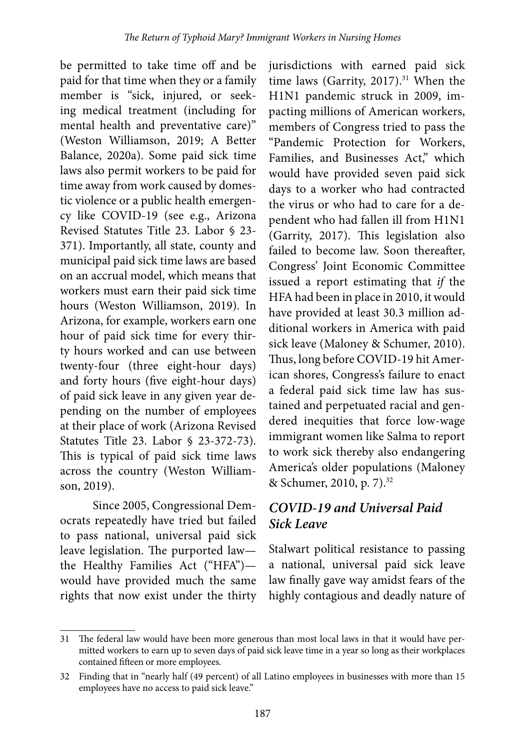be permitted to take time off and be paid for that time when they or a family member is "sick, injured, or seeking medical treatment (including for mental health and preventative care)" (Weston Williamson, 2019; A Better Balance, 2020a). Some paid sick time laws also permit workers to be paid for time away from work caused by domestic violence or a public health emergency like COVID-19 (see e.g., Arizona Revised Statutes Title 23. Labor § 23-371). Importantly, all state, county and municipal paid sick time laws are based on an accrual model, which means that workers must earn their paid sick time hours (Weston Williamson, 2019). In Arizona, for example, workers earn one hour of paid sick time for every thirty hours worked and can use between twenty-four (three eight-hour days) and forty hours (five eight-hour days) of paid sick leave in any given year depending on the number of employees at their place of work (Arizona Revised Statutes Title 23. Labor § 23-372-73). This is typical of paid sick time laws across the country (Weston Williamson, 2019).

Since 2005, Congressional Democrats repeatedly have tried but failed to pass national, universal paid sick leave legislation. The purported law—the Healthy Families Act ("HFA")—would have provided much the same rights that now exist under the thirty jurisdictions with earned paid sick time laws (Garrity, 2017).[31] When the H1N1 pandemic struck in 2009, impacting millions of American workers, members of Congress tried to pass the "Pandemic Protection for Workers, Families, and Businesses Act," which would have provided seven paid sick days to a worker who had contracted the virus or who had to care for a dependent who had fallen ill from H1N1 (Garrity, 2017). This legislation also failed to become law. Soon thereafter, Congress' Joint Economic Committee issued a report estimating that *if* the HFA had been in place in 2010, it would have provided at least 30.3 million additional workers in America with paid sick leave (Maloney & Schumer, 2010). Thus, long before COVID-19 hit American shores, Congress's failure to enact a federal paid sick time law has sustained and perpetuated racial and gendered inequities that force low-wage immigrant women like Salma to report to work sick thereby also endangering America's older populations (Maloney & Schumer, 2010, p. 7).[32]

## *COVID-19 and Universal Paid Sick Leave*

Stalwart political resistance to passing a national, universal paid sick leave law finally gave way amidst fears of the highly contagious and deadly nature of

---

31 The federal law would have been more generous than most local laws in that it would have permitted workers to earn up to seven days of paid sick leave time in a year so long as their workplaces contained fifteen or more employees.

32 Finding that in "nearly half (49 percent) of all Latino employees in businesses with more than 15 employees have no access to paid sick leave."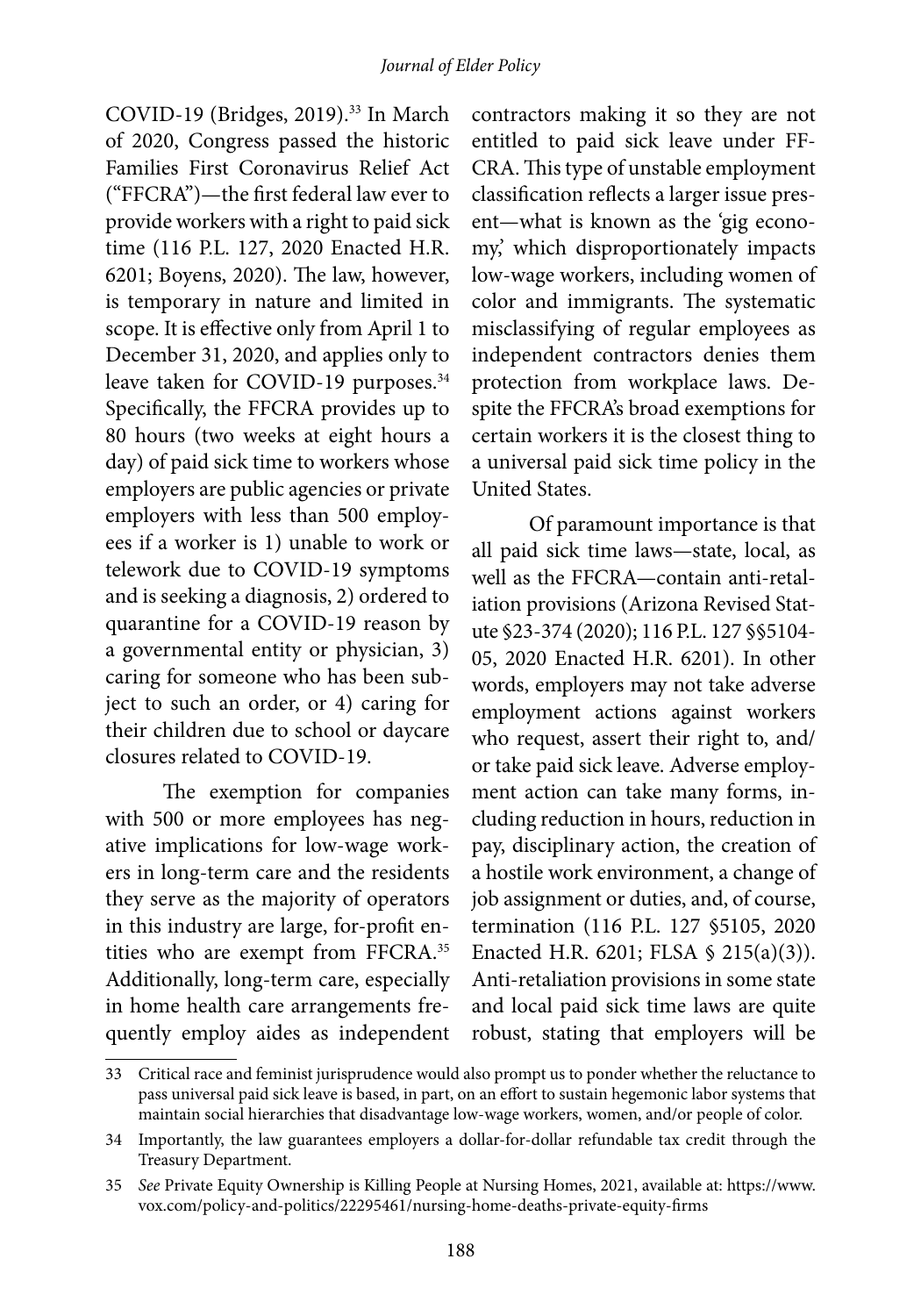COVID-19 (Bridges, 2019).[33] In March of 2020, Congress passed the historic Families First Coronavirus Relief Act ("FFCRA")—the first federal law ever to provide workers with a right to paid sick time (116 P.L. 127, 2020 Enacted H.R. 6201; Boyens, 2020). The law, however, is temporary in nature and limited in scope. It is effective only from April 1 to December 31, 2020, and applies only to leave taken for COVID-19 purposes.[34] Specifically, the FFCRA provides up to 80 hours (two weeks at eight hours a day) of paid sick time to workers whose employers are public agencies or private employers with less than 500 employees if a worker is 1) unable to work or telework due to COVID-19 symptoms and is seeking a diagnosis, 2) ordered to quarantine for a COVID-19 reason by a governmental entity or physician, 3) caring for someone who has been subject to such an order, or 4) caring for their children due to school or daycare closures related to COVID-19.

The exemption for companies with 500 or more employees has negative implications for low-wage workers in long-term care and the residents they serve as the majority of operators in this industry are large, for-profit entities who are exempt from FFCRA.[35] Additionally, long-term care, especially in home health care arrangements frequently employ aides as independent contractors making it so they are not entitled to paid sick leave under FFCRA. This type of unstable employment classification reflects a larger issue present—what is known as the 'gig economy,' which disproportionately impacts low-wage workers, including women of color and immigrants. The systematic misclassifying of regular employees as independent contractors denies them protection from workplace laws. Despite the FFCRA's broad exemptions for certain workers it is the closest thing to a universal paid sick time policy in the United States.

Of paramount importance is that all paid sick time laws—state, local, as well as the FFCRA—contain anti-retaliation provisions (Arizona Revised Statute §23-374 (2020); 116 P.L. 127 §§5104-05, 2020 Enacted H.R. 6201). In other words, employers may not take adverse employment actions against workers who request, assert their right to, and/or take paid sick leave. Adverse employment action can take many forms, including reduction in hours, reduction in pay, disciplinary action, the creation of a hostile work environment, a change of job assignment or duties, and, of course, termination (116 P.L. 127 §5105, 2020 Enacted H.R. 6201; FLSA § 215(a)(3)). Anti-retaliation provisions in some state and local paid sick time laws are quite robust, stating that employers will be

---

33 Critical race and feminist jurisprudence would also prompt us to ponder whether the reluctance to pass universal paid sick leave is based, in part, on an effort to sustain hegemonic labor systems that maintain social hierarchies that disadvantage low-wage workers, women, and/or people of color.

34 Importantly, the law guarantees employers a dollar-for-dollar refundable tax credit through the Treasury Department.

35 *See* Private Equity Ownership is Killing People at Nursing Homes, 2021, available at: https://www.vox.com/policy-and-politics/22295461/nursing-home-deaths-private-equity-firms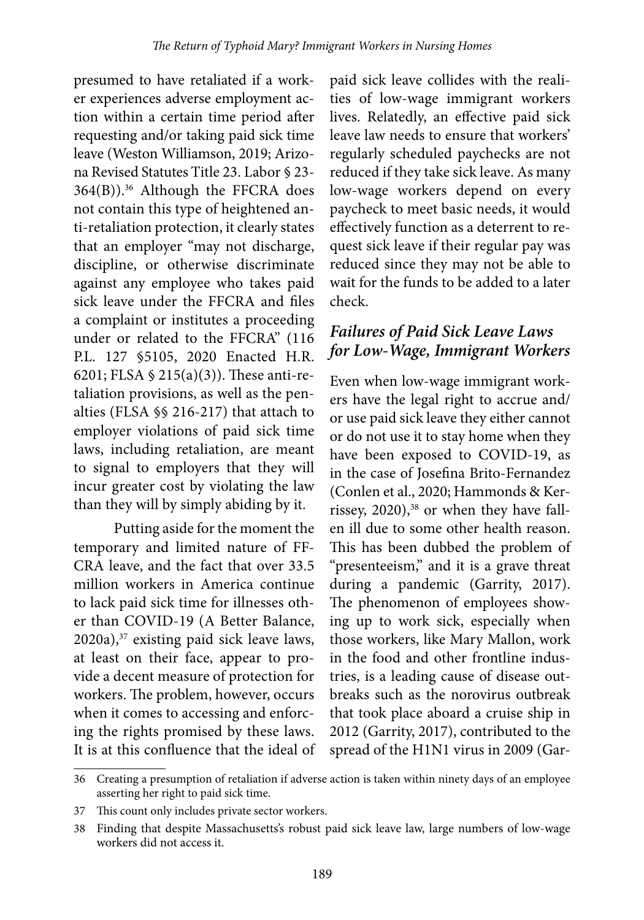presumed to have retaliated if a worker experiences adverse employment action within a certain time period after requesting and/or taking paid sick time leave (Weston Williamson, 2019; Arizona Revised Statutes Title 23. Labor § 23-364(B)).[36] Although the FFCRA does not contain this type of heightened anti-retaliation protection, it clearly states that an employer "may not discharge, discipline, or otherwise discriminate against any employee who takes paid sick leave under the FFCRA and files a complaint or institutes a proceeding under or related to the FFCRA" (116 P.L. 127 §5105, 2020 Enacted H.R. 6201; FLSA § 215(a)(3)). These anti-retaliation provisions, as well as the penalties (FLSA §§ 216-217) that attach to employer violations of paid sick time laws, including retaliation, are meant to signal to employers that they will incur greater cost by violating the law than they will by simply abiding by it.

Putting aside for the moment the temporary and limited nature of FFCRA leave, and the fact that over 33.5 million workers in America continue to lack paid sick time for illnesses other than COVID-19 (A Better Balance, 2020a),[37] existing paid sick leave laws, at least on their face, appear to provide a decent measure of protection for workers. The problem, however, occurs when it comes to accessing and enforcing the rights promised by these laws. It is at this confluence that the ideal of paid sick leave collides with the realities of low-wage immigrant workers lives. Relatedly, an effective paid sick leave law needs to ensure that workers' regularly scheduled paychecks are not reduced if they take sick leave. As many low-wage workers depend on every paycheck to meet basic needs, it would effectively function as a deterrent to request sick leave if their regular pay was reduced since they may not be able to wait for the funds to be added to a later check.

## *Failures of Paid Sick Leave Laws for Low-Wage, Immigrant Workers*

Even when low-wage immigrant workers have the legal right to accrue and/or use paid sick leave they either cannot or do not use it to stay home when they have been exposed to COVID-19, as in the case of Josefina Brito-Fernandez (Conlen et al., 2020; Hammonds & Kerrissey, 2020),[38] or when they have fallen ill due to some other health reason. This has been dubbed the problem of "presenteeism," and it is a grave threat during a pandemic (Garrity, 2017). The phenomenon of employees showing up to work sick, especially when those workers, like Mary Mallon, work in the food and other frontline industries, is a leading cause of disease outbreaks such as the norovirus outbreak that took place aboard a cruise ship in 2012 (Garrity, 2017), contributed to the spread of the H1N1 virus in 2009 (Gar-

---

36 Creating a presumption of retaliation if adverse action is taken within ninety days of an employee asserting her right to paid sick time.

37 This count only includes private sector workers.

38 Finding that despite Massachusetts's robust paid sick leave law, large numbers of low-wage workers did not access it.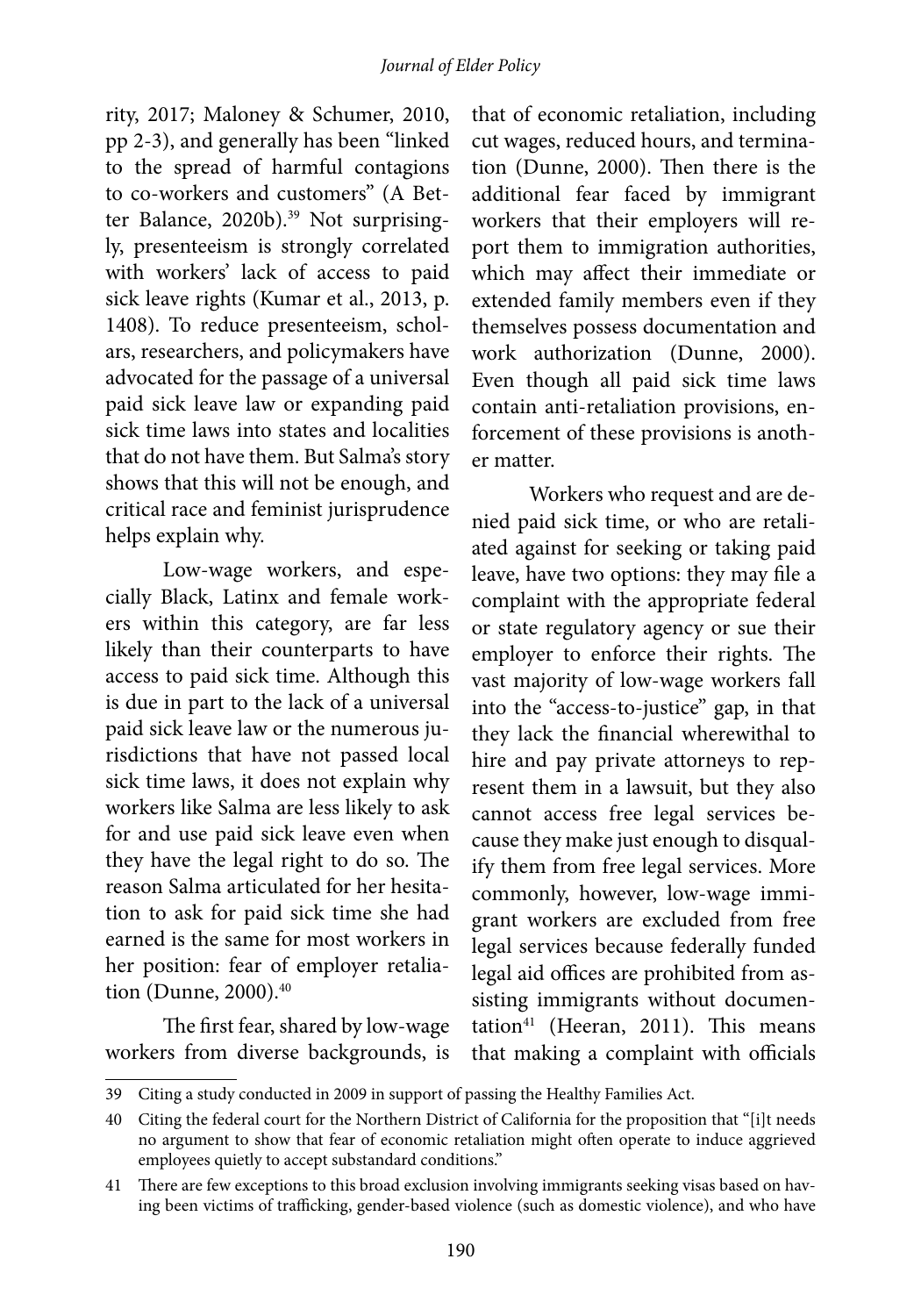rity, 2017; Maloney & Schumer, 2010, pp 2-3), and generally has been "linked to the spread of harmful contagions to co-workers and customers" (A Better Balance, 2020b).[39] Not surprisingly, presenteeism is strongly correlated with workers' lack of access to paid sick leave rights (Kumar et al., 2013, p. 1408). To reduce presenteeism, scholars, researchers, and policymakers have advocated for the passage of a universal paid sick leave law or expanding paid sick time laws into states and localities that do not have them. But Salma's story shows that this will not be enough, and critical race and feminist jurisprudence helps explain why.

Low-wage workers, and especially Black, Latinx and female workers within this category, are far less likely than their counterparts to have access to paid sick time. Although this is due in part to the lack of a universal paid sick leave law or the numerous jurisdictions that have not passed local sick time laws, it does not explain why workers like Salma are less likely to ask for and use paid sick leave even when they have the legal right to do so. The reason Salma articulated for her hesitation to ask for paid sick time she had earned is the same for most workers in her position: fear of employer retaliation (Dunne, 2000).[40]

The first fear, shared by low-wage workers from diverse backgrounds, is that of economic retaliation, including cut wages, reduced hours, and termination (Dunne, 2000). Then there is the additional fear faced by immigrant workers that their employers will report them to immigration authorities, which may affect their immediate or extended family members even if they themselves possess documentation and work authorization (Dunne, 2000). Even though all paid sick time laws contain anti-retaliation provisions, enforcement of these provisions is another matter.

Workers who request and are denied paid sick time, or who are retaliated against for seeking or taking paid leave, have two options: they may file a complaint with the appropriate federal or state regulatory agency or sue their employer to enforce their rights. The vast majority of low-wage workers fall into the "access-to-justice" gap, in that they lack the financial wherewithal to hire and pay private attorneys to represent them in a lawsuit, but they also cannot access free legal services because they make just enough to disqualify them from free legal services. More commonly, however, low-wage immigrant workers are excluded from free legal services because federally funded legal aid offices are prohibited from assisting immigrants without documentation[41] (Heeran, 2011). This means that making a complaint with officials

---

39 Citing a study conducted in 2009 in support of passing the Healthy Families Act.

40 Citing the federal court for the Northern District of California for the proposition that "[i]t needs no argument to show that fear of economic retaliation might often operate to induce aggrieved employees quietly to accept substandard conditions."

41 There are few exceptions to this broad exclusion involving immigrants seeking visas based on having been victims of trafficking, gender-based violence (such as domestic violence), and who have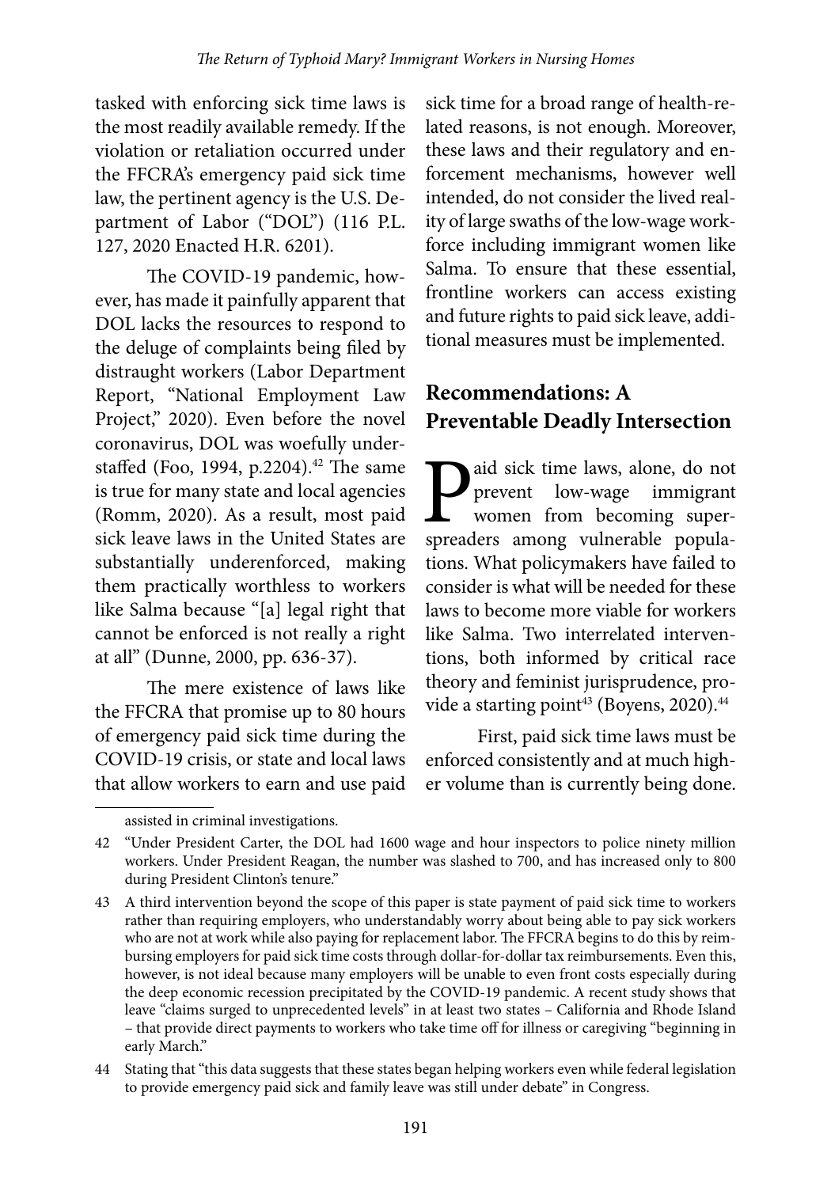tasked with enforcing sick time laws is the most readily available remedy. If the violation or retaliation occurred under the FFCRA's emergency paid sick time law, the pertinent agency is the U.S. Department of Labor ("DOL") (116 P.L. 127, 2020 Enacted H.R. 6201).

The COVID-19 pandemic, however, has made it painfully apparent that DOL lacks the resources to respond to the deluge of complaints being filed by distraught workers (Labor Department Report, "National Employment Law Project," 2020). Even before the novel coronavirus, DOL was woefully understaffed (Foo, 1994, p.2204).[42] The same is true for many state and local agencies (Romm, 2020). As a result, most paid sick leave laws in the United States are substantially underenforced, making them practically worthless to workers like Salma because "[a] legal right that cannot be enforced is not really a right at all" (Dunne, 2000, pp. 636-37).

The mere existence of laws like the FFCRA that promise up to 80 hours of emergency paid sick time during the COVID-19 crisis, or state and local laws that allow workers to earn and use paid sick time for a broad range of health-related reasons, is not enough. Moreover, these laws and their regulatory and enforcement mechanisms, however well intended, do not consider the lived reality of large swaths of the low-wage workforce including immigrant women like Salma. To ensure that these essential, frontline workers can access existing and future rights to paid sick leave, additional measures must be implemented.

## Recommendations: A Preventable Deadly Intersection

Paid sick time laws, alone, do not prevent low-wage immigrant women from becoming superspreaders among vulnerable populations. What policymakers have failed to consider is what will be needed for these laws to become more viable for workers like Salma. Two interrelated interventions, both informed by critical race theory and feminist jurisprudence, provide a starting point[43] (Boyens, 2020).[44]

First, paid sick time laws must be enforced consistently and at much higher volume than is currently being done.

---

assisted in criminal investigations.

42 "Under President Carter, the DOL had 1600 wage and hour inspectors to police ninety million workers. Under President Reagan, the number was slashed to 700, and has increased only to 800 during President Clinton's tenure."

43 A third intervention beyond the scope of this paper is state payment of paid sick time to workers rather than requiring employers, who understandably worry about being able to pay sick workers who are not at work while also paying for replacement labor. The FFCRA begins to do this by reimbursing employers for paid sick time costs through dollar-for-dollar tax reimbursements. Even this, however, is not ideal because many employers will be unable to even front costs especially during the deep economic recession precipitated by the COVID-19 pandemic. A recent study shows that leave "claims surged to unprecedented levels" in at least two states – California and Rhode Island – that provide direct payments to workers who take time off for illness or caregiving "beginning in early March."

44 Stating that "this data suggests that these states began helping workers even while federal legislation to provide emergency paid sick and family leave was still under debate" in Congress.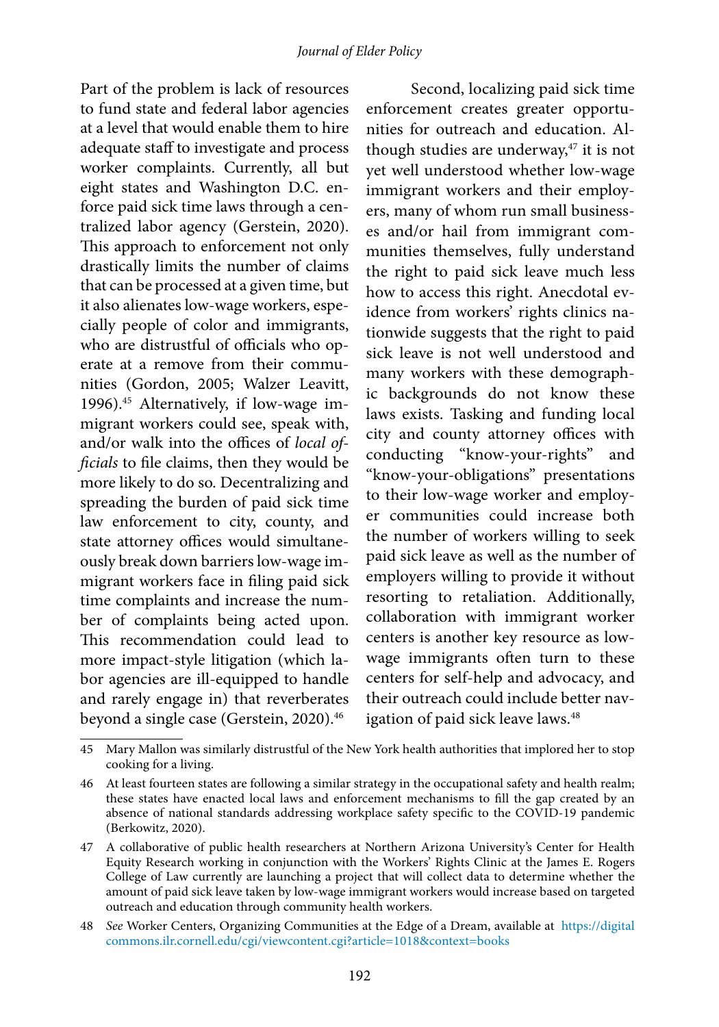Part of the problem is lack of resources to fund state and federal labor agencies at a level that would enable them to hire adequate staff to investigate and process worker complaints. Currently, all but eight states and Washington D.C. enforce paid sick time laws through a centralized labor agency (Gerstein, 2020). This approach to enforcement not only drastically limits the number of claims that can be processed at a given time, but it also alienates low-wage workers, especially people of color and immigrants, who are distrustful of officials who operate at a remove from their communities (Gordon, 2005; Walzer Leavitt, 1996).[45] Alternatively, if low-wage immigrant workers could see, speak with, and/or walk into the offices of *local officials* to file claims, then they would be more likely to do so. Decentralizing and spreading the burden of paid sick time law enforcement to city, county, and state attorney offices would simultaneously break down barriers low-wage immigrant workers face in filing paid sick time complaints and increase the number of complaints being acted upon. This recommendation could lead to more impact-style litigation (which labor agencies are ill-equipped to handle and rarely engage in) that reverberates beyond a single case (Gerstein, 2020).[46]

Second, localizing paid sick time enforcement creates greater opportunities for outreach and education. Although studies are underway,[47] it is not yet well understood whether low-wage immigrant workers and their employers, many of whom run small businesses and/or hail from immigrant communities themselves, fully understand the right to paid sick leave much less how to access this right. Anecdotal evidence from workers' rights clinics nationwide suggests that the right to paid sick leave is not well understood and many workers with these demographic backgrounds do not know these laws exists. Tasking and funding local city and county attorney offices with conducting "know-your-rights" and "know-your-obligations" presentations to their low-wage worker and employer communities could increase both the number of workers willing to seek paid sick leave as well as the number of employers willing to provide it without resorting to retaliation. Additionally, collaboration with immigrant worker centers is another key resource as low-wage immigrants often turn to these centers for self-help and advocacy, and their outreach could include better navigation of paid sick leave laws.[48]

---

45 Mary Mallon was similarly distrustful of the New York health authorities that implored her to stop cooking for a living.

46 At least fourteen states are following a similar strategy in the occupational safety and health realm; these states have enacted local laws and enforcement mechanisms to fill the gap created by an absence of national standards addressing workplace safety specific to the COVID-19 pandemic (Berkowitz, 2020).

47 A collaborative of public health researchers at Northern Arizona University's Center for Health Equity Research working in conjunction with the Workers' Rights Clinic at the James E. Rogers College of Law currently are launching a project that will collect data to determine whether the amount of paid sick leave taken by low-wage immigrant workers would increase based on targeted outreach and education through community health workers.

48 *See* Worker Centers, Organizing Communities at the Edge of a Dream, available at https://digitalcommons.ilr.cornell.edu/cgi/viewcontent.cgi?article=1018&context=books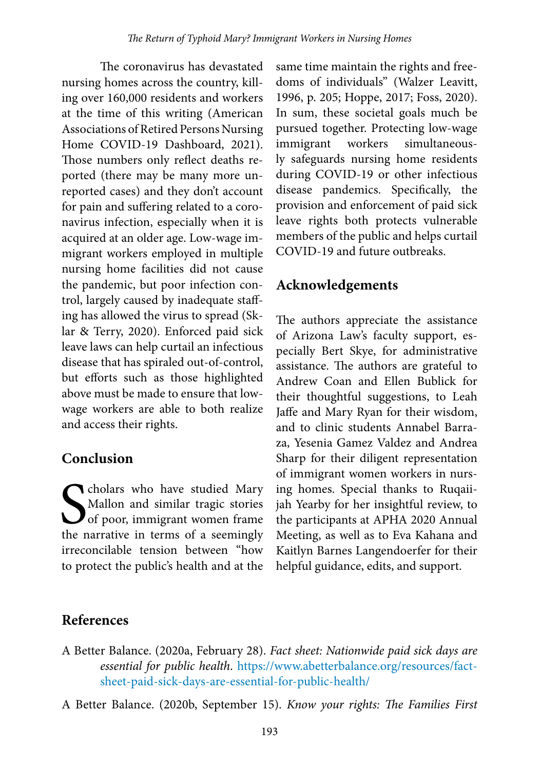The coronavirus has devastated nursing homes across the country, killing over 160,000 residents and workers at the time of this writing (American Associations of Retired Persons Nursing Home COVID-19 Dashboard, 2021). Those numbers only reflect deaths reported (there may be many more unreported cases) and they don't account for pain and suffering related to a coronavirus infection, especially when it is acquired at an older age. Low-wage immigrant workers employed in multiple nursing home facilities did not cause the pandemic, but poor infection control, largely caused by inadequate staffing has allowed the virus to spread (Sklar & Terry, 2020). Enforced paid sick leave laws can help curtail an infectious disease that has spiraled out-of-control, but efforts such as those highlighted above must be made to ensure that low-wage workers are able to both realize and access their rights.

## Conclusion

Scholars who have studied Mary Mallon and similar tragic stories of poor, immigrant women frame the narrative in terms of a seemingly irreconcilable tension between "how to protect the public's health and at the same time maintain the rights and freedoms of individuals" (Walzer Leavitt, 1996, p. 205; Hoppe, 2017; Foss, 2020). In sum, these societal goals much be pursued together. Protecting low-wage immigrant workers simultaneously safeguards nursing home residents during COVID-19 or other infectious disease pandemics. Specifically, the provision and enforcement of paid sick leave rights both protects vulnerable members of the public and helps curtail COVID-19 and future outbreaks.

## Acknowledgements

The authors appreciate the assistance of Arizona Law's faculty support, especially Bert Skye, for administrative assistance. The authors are grateful to Andrew Coan and Ellen Bublick for their thoughtful suggestions, to Leah Jaffe and Mary Ryan for their wisdom, and to clinic students Annabel Barraza, Yesenia Gamez Valdez and Andrea Sharp for their diligent representation of immigrant women workers in nursing homes. Special thanks to Ruqaiijah Yearby for her insightful review, to the participants at APHA 2020 Annual Meeting, as well as to Eva Kahana and Kaitlyn Barnes Langendoerfer for their helpful guidance, edits, and support.

## References

A Better Balance. (2020a, February 28). *Fact sheet: Nationwide paid sick days are essential for public health*. https://www.abetterbalance.org/resources/fact-sheet-paid-sick-days-are-essential-for-public-health/

A Better Balance. (2020b, September 15). *Know your rights: The Families First*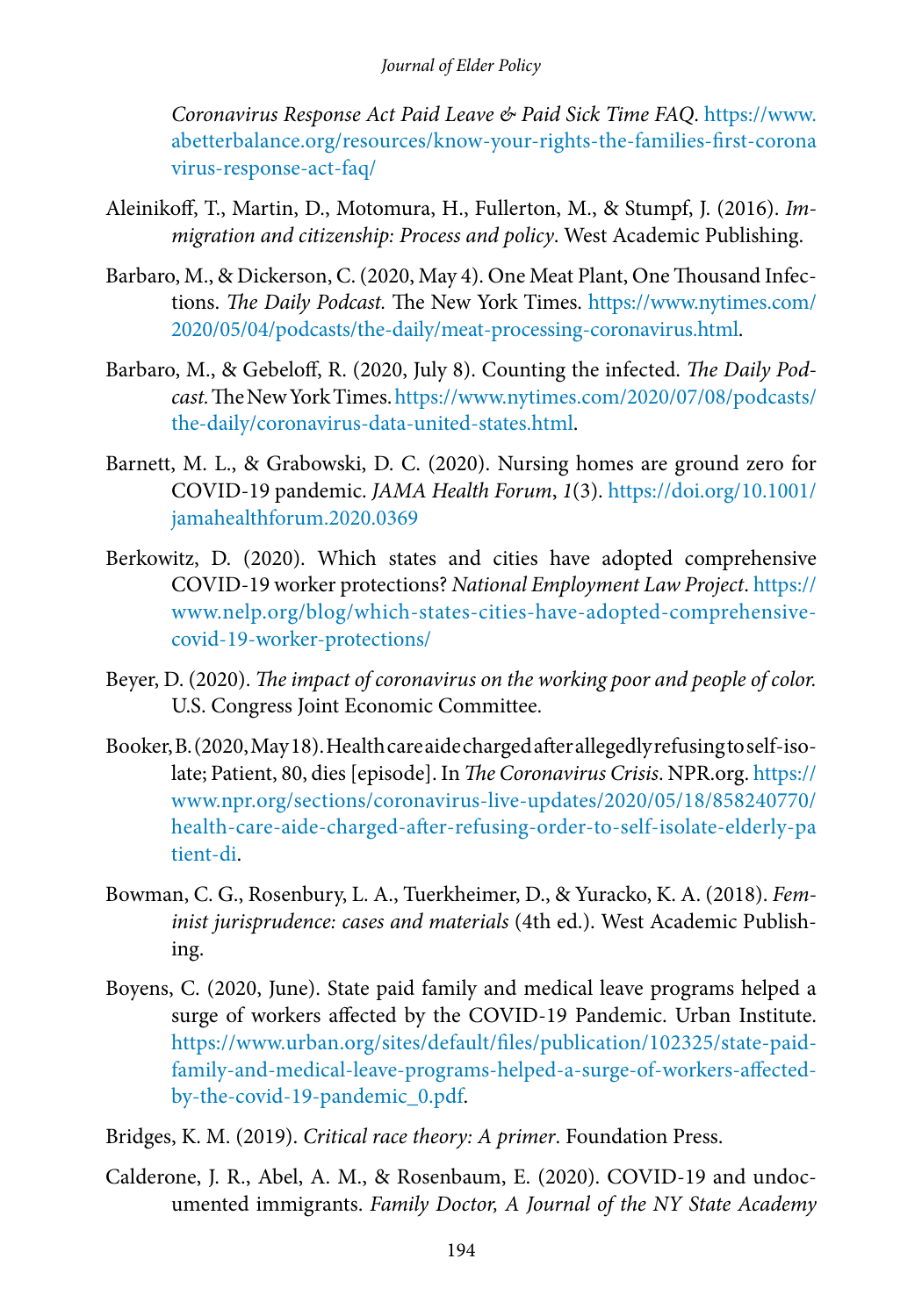*Coronavirus Response Act Paid Leave & Paid Sick Time FAQ*. https://www.abetterbalance.org/resources/know-your-rights-the-families-first-coronavirus-response-act-faq/

Aleinikoff, T., Martin, D., Motomura, H., Fullerton, M., & Stumpf, J. (2016). *Immigration and citizenship: Process and policy*. West Academic Publishing.

Barbaro, M., & Dickerson, C. (2020, May 4). One Meat Plant, One Thousand Infections. *The Daily Podcast.* The New York Times. https://www.nytimes.com/2020/05/04/podcasts/the-daily/meat-processing-coronavirus.html.

Barbaro, M., & Gebeloff, R. (2020, July 8). Counting the infected. *The Daily Podcast.* The New York Times. https://www.nytimes.com/2020/07/08/podcasts/the-daily/coronavirus-data-united-states.html.

Barnett, M. L., & Grabowski, D. C. (2020). Nursing homes are ground zero for COVID-19 pandemic. *JAMA Health Forum*, *1*(3). https://doi.org/10.1001/jamahealthforum.2020.0369

Berkowitz, D. (2020). Which states and cities have adopted comprehensive COVID-19 worker protections? *National Employment Law Project*. https://www.nelp.org/blog/which-states-cities-have-adopted-comprehensive-covid-19-worker-protections/

Beyer, D. (2020). *The impact of coronavirus on the working poor and people of color.* U.S. Congress Joint Economic Committee.

Booker, B. (2020, May 18). Health care aide charged after allegedly refusing to self-isolate; Patient, 80, dies [episode]. In *The Coronavirus Crisis*. NPR.org. https://www.npr.org/sections/coronavirus-live-updates/2020/05/18/858240770/health-care-aide-charged-after-refusing-order-to-self-isolate-elderly-patient-di.

Bowman, C. G., Rosenbury, L. A., Tuerkheimer, D., & Yuracko, K. A. (2018). *Feminist jurisprudence: cases and materials* (4th ed.). West Academic Publishing.

Boyens, C. (2020, June). State paid family and medical leave programs helped a surge of workers affected by the COVID-19 Pandemic. Urban Institute. https://www.urban.org/sites/default/files/publication/102325/state-paid-family-and-medical-leave-programs-helped-a-surge-of-workers-affected-by-the-covid-19-pandemic_0.pdf.

Bridges, K. M. (2019). *Critical race theory: A primer*. Foundation Press.

Calderone, J. R., Abel, A. M., & Rosenbaum, E. (2020). COVID-19 and undocumented immigrants. *Family Doctor, A Journal of the NY State Academy*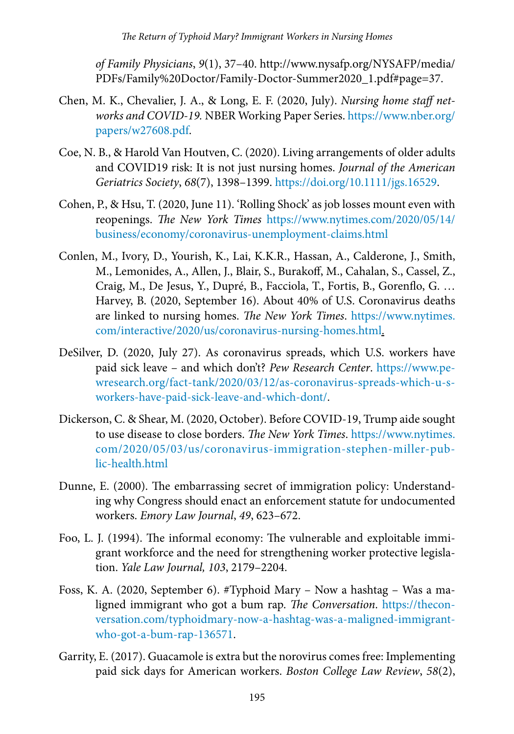*of Family Physicians*, *9*(1), 37–40. http://www.nysafp.org/NYSAFP/media/PDFs/Family%20Doctor/Family-Doctor-Summer2020_1.pdf#page=37.

Chen, M. K., Chevalier, J. A., & Long, E. F. (2020, July). *Nursing home staff networks and COVID-19*. NBER Working Paper Series. https://www.nber.org/papers/w27608.pdf.

Coe, N. B., & Harold Van Houtven, C. (2020). Living arrangements of older adults and COVID19 risk: It is not just nursing homes. *Journal of the American Geriatrics Society*, *68*(7), 1398–1399. https://doi.org/10.1111/jgs.16529.

Cohen, P., & Hsu, T. (2020, June 11). 'Rolling Shock' as job losses mount even with reopenings. *The New York Times* https://www.nytimes.com/2020/05/14/business/economy/coronavirus-unemployment-claims.html

Conlen, M., Ivory, D., Yourish, K., Lai, K.K.R., Hassan, A., Calderone, J., Smith, M., Lemonides, A., Allen, J., Blair, S., Burakoff, M., Cahalan, S., Cassel, Z., Craig, M., De Jesus, Y., Dupré, B., Facciola, T., Fortis, B., Gorenflo, G. … Harvey, B. (2020, September 16). About 40% of U.S. Coronavirus deaths are linked to nursing homes. *The New York Times*. https://www.nytimes.com/interactive/2020/us/coronavirus-nursing-homes.html.

DeSilver, D. (2020, July 27). As coronavirus spreads, which U.S. workers have paid sick leave – and which don't? *Pew Research Center*. https://www.pewresearch.org/fact-tank/2020/03/12/as-coronavirus-spreads-which-u-s-workers-have-paid-sick-leave-and-which-dont/.

Dickerson, C. & Shear, M. (2020, October). Before COVID-19, Trump aide sought to use disease to close borders. *The New York Times*. https://www.nytimes.com/2020/05/03/us/coronavirus-immigration-stephen-miller-public-health.html

Dunne, E. (2000). The embarrassing secret of immigration policy: Understanding why Congress should enact an enforcement statute for undocumented workers. *Emory Law Journal*, *49*, 623–672.

Foo, L. J. (1994). The informal economy: The vulnerable and exploitable immigrant workforce and the need for strengthening worker protective legislation. *Yale Law Journal, 103*, 2179–2204.

Foss, K. A. (2020, September 6). #Typhoid Mary – Now a hashtag – Was a maligned immigrant who got a bum rap. *The Conversation*. https://theconversation.com/typhoidmary-now-a-hashtag-was-a-maligned-immigrant-who-got-a-bum-rap-136571.

Garrity, E. (2017). Guacamole is extra but the norovirus comes free: Implementing paid sick days for American workers. *Boston College Law Review*, *58*(2),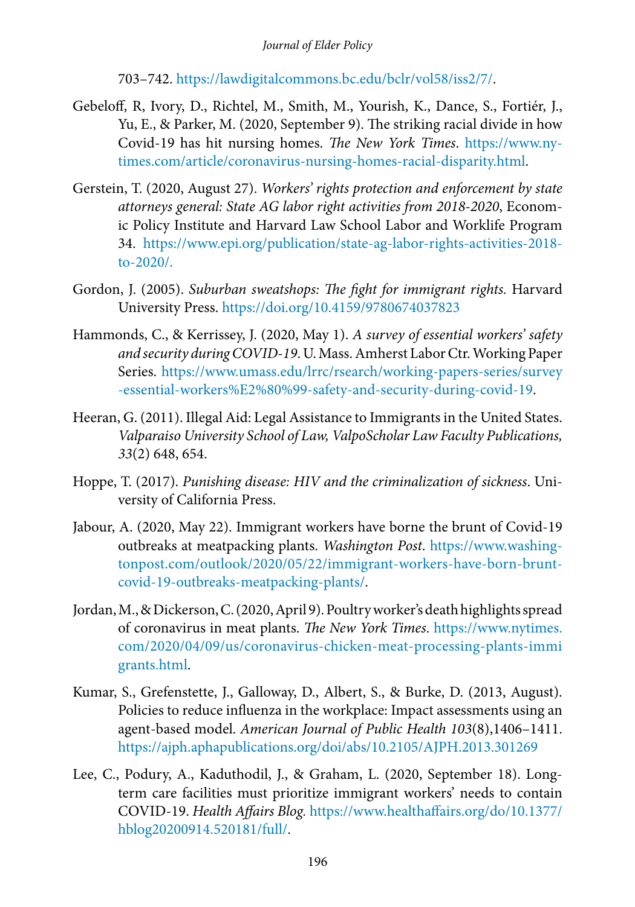703–742. https://lawdigitalcommons.bc.edu/bclr/vol58/iss2/7/.

Gebeloff, R, Ivory, D., Richtel, M., Smith, M., Yourish, K., Dance, S., Fortiér, J., Yu, E., & Parker, M. (2020, September 9). The striking racial divide in how Covid-19 has hit nursing homes. *The New York Times*. https://www.nytimes.com/article/coronavirus-nursing-homes-racial-disparity.html.

Gerstein, T. (2020, August 27). *Workers' rights protection and enforcement by state attorneys general: State AG labor right activities from 2018-2020*, Economic Policy Institute and Harvard Law School Labor and Worklife Program 34. https://www.epi.org/publication/state-ag-labor-rights-activities-2018-to-2020/.

Gordon, J. (2005). *Suburban sweatshops: The fight for immigrant rights.* Harvard University Press. https://doi.org/10.4159/9780674037823

Hammonds, C., & Kerrissey, J. (2020, May 1). *A survey of essential workers' safety and security during COVID-19*. U. Mass. Amherst Labor Ctr. Working Paper Series. https://www.umass.edu/lrrc/rsearch/working-papers-series/survey-essential-workers%E2%80%99-safety-and-security-during-covid-19.

Heeran, G. (2011). Illegal Aid: Legal Assistance to Immigrants in the United States. *Valparaiso University School of Law, ValpoScholar Law Faculty Publications, 33*(2) 648, 654.

Hoppe, T. (2017). *Punishing disease: HIV and the criminalization of sickness*. University of California Press.

Jabour, A. (2020, May 22). Immigrant workers have borne the brunt of Covid-19 outbreaks at meatpacking plants. *Washington Post*. https://www.washingtonpost.com/outlook/2020/05/22/immigrant-workers-have-born-brunt-covid-19-outbreaks-meatpacking-plants/.

Jordan, M., & Dickerson, C. (2020, April 9). Poultry worker's death highlights spread of coronavirus in meat plants. *The New York Times*. https://www.nytimes.com/2020/04/09/us/coronavirus-chicken-meat-processing-plants-immigrants.html.

Kumar, S., Grefenstette, J., Galloway, D., Albert, S., & Burke, D. (2013, August). Policies to reduce influenza in the workplace: Impact assessments using an agent-based model. *American Journal of Public Health 103*(8),1406–1411. https://ajph.aphapublications.org/doi/abs/10.2105/AJPH.2013.301269

Lee, C., Podury, A., Kaduthodil, J., & Graham, L. (2020, September 18). Long-term care facilities must prioritize immigrant workers' needs to contain COVID-19. *Health Affairs Blog*. https://www.healthaffairs.org/do/10.1377/hblog20200914.520181/full/.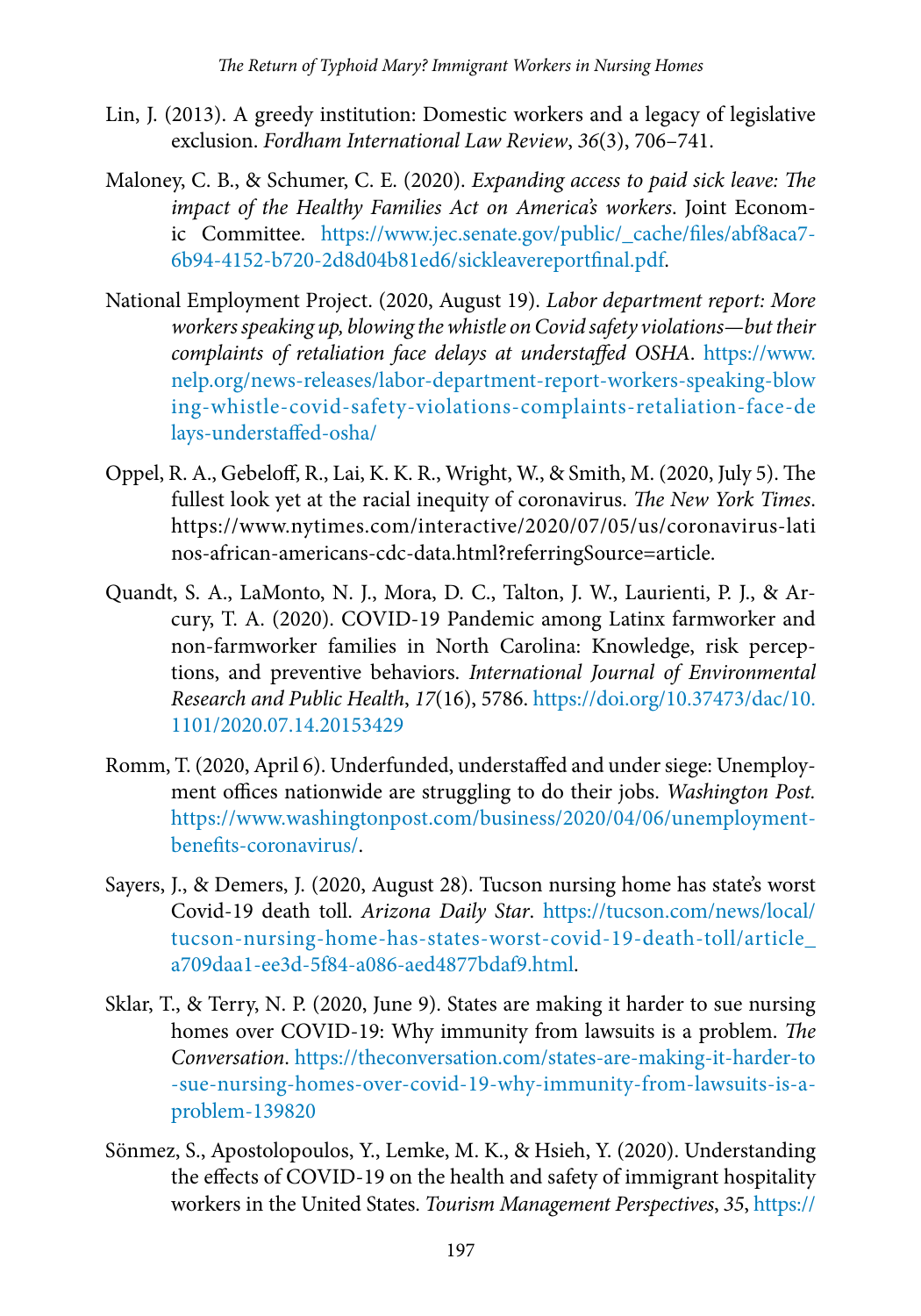Lin, J. (2013). A greedy institution: Domestic workers and a legacy of legislative exclusion. *Fordham International Law Review*, *36*(3), 706–741.

Maloney, C. B., & Schumer, C. E. (2020). *Expanding access to paid sick leave: The impact of the Healthy Families Act on America's workers*. Joint Economic Committee. https://www.jec.senate.gov/public/_cache/files/abf8aca7-6b94-4152-b720-2d8d04b81ed6/sickleavereportfinal.pdf.

National Employment Project. (2020, August 19). *Labor department report: More workers speaking up, blowing the whistle on Covid safety violations—but their complaints of retaliation face delays at understaffed OSHA*. https://www.nelp.org/news-releases/labor-department-report-workers-speaking-blowing-whistle-covid-safety-violations-complaints-retaliation-face-delays-understaffed-osha/

Oppel, R. A., Gebeloff, R., Lai, K. K. R., Wright, W., & Smith, M. (2020, July 5). The fullest look yet at the racial inequity of coronavirus. *The New York Times*. https://www.nytimes.com/interactive/2020/07/05/us/coronavirus-latinos-african-americans-cdc-data.html?referringSource=article.

Quandt, S. A., LaMonto, N. J., Mora, D. C., Talton, J. W., Laurienti, P. J., & Arcury, T. A. (2020). COVID-19 Pandemic among Latinx farmworker and non-farmworker families in North Carolina: Knowledge, risk perceptions, and preventive behaviors. *International Journal of Environmental Research and Public Health*, *17*(16), 5786. https://doi.org/10.37473/dac/10.1101/2020.07.14.20153429

Romm, T. (2020, April 6). Underfunded, understaffed and under siege: Unemployment offices nationwide are struggling to do their jobs. *Washington Post.* https://www.washingtonpost.com/business/2020/04/06/unemployment-benefits-coronavirus/.

Sayers, J., & Demers, J. (2020, August 28). Tucson nursing home has state's worst Covid-19 death toll. *Arizona Daily Star*. https://tucson.com/news/local/tucson-nursing-home-has-states-worst-covid-19-death-toll/article_a709daa1-ee3d-5f84-a086-aed4877bdaf9.html.

Sklar, T., & Terry, N. P. (2020, June 9). States are making it harder to sue nursing homes over COVID-19: Why immunity from lawsuits is a problem. *The Conversation*. https://theconversation.com/states-are-making-it-harder-to-sue-nursing-homes-over-covid-19-why-immunity-from-lawsuits-is-a-problem-139820

Sönmez, S., Apostolopoulos, Y., Lemke, M. K., & Hsieh, Y. (2020). Understanding the effects of COVID-19 on the health and safety of immigrant hospitality workers in the United States. *Tourism Management Perspectives*, *35*, https://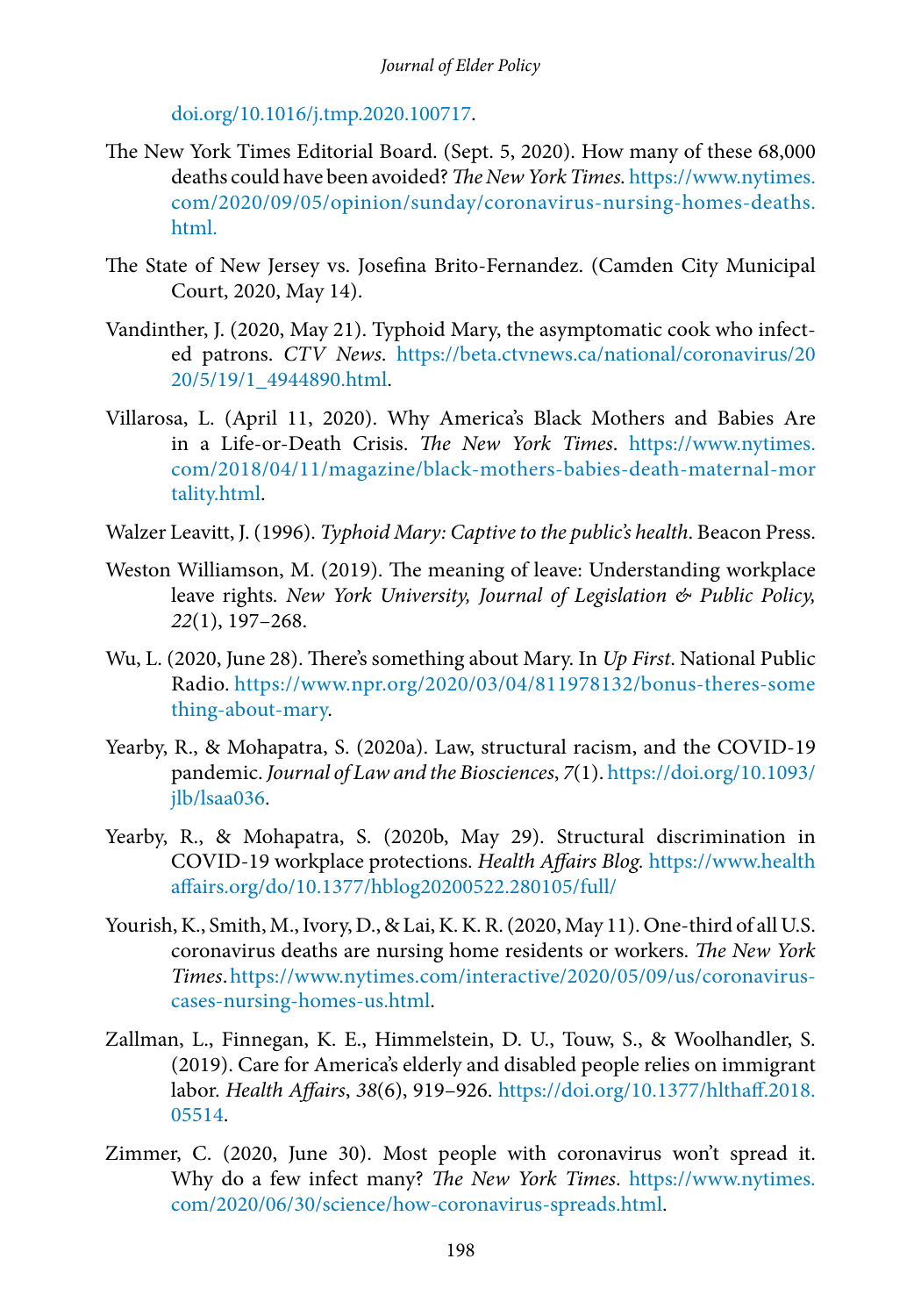doi.org/10.1016/j.tmp.2020.100717.

The New York Times Editorial Board. (Sept. 5, 2020). How many of these 68,000 deaths could have been avoided? *The New York Times*. https://www.nytimes.com/2020/09/05/opinion/sunday/coronavirus-nursing-homes-deaths.html.

The State of New Jersey vs. Josefina Brito-Fernandez. (Camden City Municipal Court, 2020, May 14).

Vandinther, J. (2020, May 21). Typhoid Mary, the asymptomatic cook who infected patrons. *CTV News*. https://beta.ctvnews.ca/national/coronavirus/2020/5/19/1_4944890.html.

Villarosa, L. (April 11, 2020). Why America's Black Mothers and Babies Are in a Life-or-Death Crisis. *The New York Times*. https://www.nytimes.com/2018/04/11/magazine/black-mothers-babies-death-maternal-mortality.html.

Walzer Leavitt, J. (1996). *Typhoid Mary: Captive to the public's health*. Beacon Press.

Weston Williamson, M. (2019). The meaning of leave: Understanding workplace leave rights. *New York University, Journal of Legislation & Public Policy, 22*(1), 197–268.

Wu, L. (2020, June 28). There's something about Mary. In *Up First*. National Public Radio. https://www.npr.org/2020/03/04/811978132/bonus-theres-something-about-mary.

Yearby, R., & Mohapatra, S. (2020a). Law, structural racism, and the COVID-19 pandemic. *Journal of Law and the Biosciences*, *7*(1). https://doi.org/10.1093/jlb/lsaa036.

Yearby, R., & Mohapatra, S. (2020b, May 29). Structural discrimination in COVID-19 workplace protections. *Health Affairs Blog*. https://www.healthaffairs.org/do/10.1377/hblog20200522.280105/full/

Yourish, K., Smith, M., Ivory, D., & Lai, K. K. R. (2020, May 11). One-third of all U.S. coronavirus deaths are nursing home residents or workers. *The New York Times*. https://www.nytimes.com/interactive/2020/05/09/us/coronavirus-cases-nursing-homes-us.html.

Zallman, L., Finnegan, K. E., Himmelstein, D. U., Touw, S., & Woolhandler, S. (2019). Care for America's elderly and disabled people relies on immigrant labor. *Health Affairs*, *38*(6), 919–926. https://doi.org/10.1377/hlthaff.2018.05514.

Zimmer, C. (2020, June 30). Most people with coronavirus won't spread it. Why do a few infect many? *The New York Times*. https://www.nytimes.com/2020/06/30/science/how-coronavirus-spreads.html.